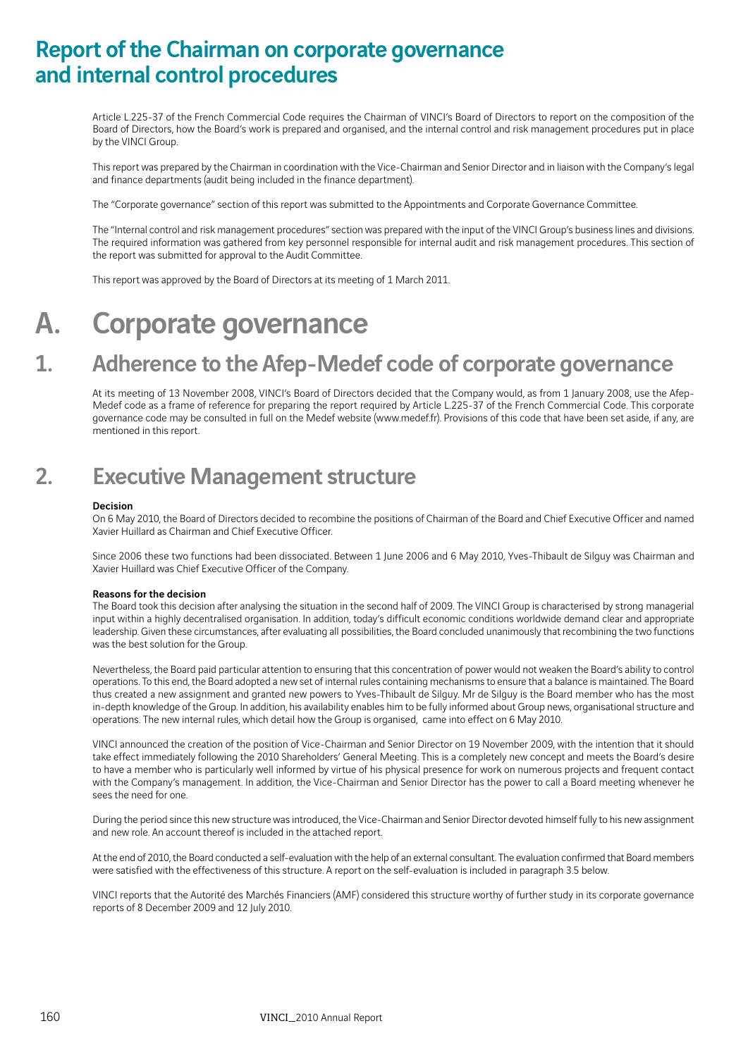# Report of the Chairman on corporate governance and internal control procedures

Article L.225-37 of the French Commercial Code requires the Chairman of VINCI's Board of Directors to report on the composition of the Board of Directors, how the Board's work is prepared and organised, and the internal control and risk management procedures put in place by the VINCI Group.

This report was prepared by the Chairman in coordination with the Vice-Chairman and Senior Director and in liaison with the Company's legal and finance departments (audit being included in the finance department).

The "Corporate governance" section of this report was submitted to the Appointments and Corporate Governance Committee.

The "Internal control and risk management procedures" section was prepared with the input of the VINCI Group's business lines and divisions. The required information was gathered from key personnel responsible for internal audit and risk management procedures. This section of the report was submitted for approval to the Audit Committee.

This report was approved by the Board of Directors at its meeting of 1 March 2011.

# A. Corporate governance

## 1. Adherence to the Afep-Medef code of corporate governance

At its meeting of 13 November 2008, VINCI's Board of Directors decided that the Company would, as from 1 January 2008, use the Afep-Medef code as a frame of reference for preparing the report required by Article L.225-37 of the French Commercial Code. This corporate governance code may be consulted in full on the Medef website (www.medef.fr). Provisions of this code that have been set aside, if any, are mentioned in this report.

## 2. Executive Management structure

**Decision**

On 6 May 2010, the Board of Directors decided to recombine the positions of Chairman of the Board and Chief Executive Officer and named Xavier Huillard as Chairman and Chief Executive Officer.

Since 2006 these two functions had been dissociated. Between 1 June 2006 and 6 May 2010, Yves-Thibault de Silguy was Chairman and Xavier Huillard was Chief Executive Officer of the Company.

**Reasons for the decision**

The Board took this decision after analysing the situation in the second half of 2009. The VINCI Group is characterised by strong managerial input within a highly decentralised organisation. In addition, today's difficult economic conditions worldwide demand clear and appropriate leadership. Given these circumstances, after evaluating all possibilities, the Board concluded unanimously that recombining the two functions was the best solution for the Group.

Nevertheless, the Board paid particular attention to ensuring that this concentration of power would not weaken the Board's ability to control operations. To this end, the Board adopted a new set of internal rules containing mechanisms to ensure that a balance is maintained. The Board thus created a new assignment and granted new powers to Yves-Thibault de Silguy. Mr de Silguy is the Board member who has the most in-depth knowledge of the Group. In addition, his availability enables him to be fully informed about Group news, organisational structure and operations. The new internal rules, which detail how the Group is organised, came into effect on 6 May 2010.

VINCI announced the creation of the position of Vice-Chairman and Senior Director on 19 November 2009, with the intention that it should take effect immediately following the 2010 Shareholders' General Meeting. This is a completely new concept and meets the Board's desire to have a member who is particularly well informed by virtue of his physical presence for work on numerous projects and frequent contact with the Company's management. In addition, the Vice-Chairman and Senior Director has the power to call a Board meeting whenever he sees the need for one.

During the period since this new structure was introduced, the Vice-Chairman and Senior Director devoted himself fully to his new assignment and new role. An account thereof is included in the attached report.

At the end of 2010, the Board conducted a self-evaluation with the help of an external consultant. The evaluation confirmed that Board members were satisfied with the effectiveness of this structure. A report on the self-evaluation is included in paragraph 3.5 below.

VINCI reports that the Autorité des Marchés Financiers (AMF) considered this structure worthy of further study in its corporate governance reports of 8 December 2009 and 12 July 2010.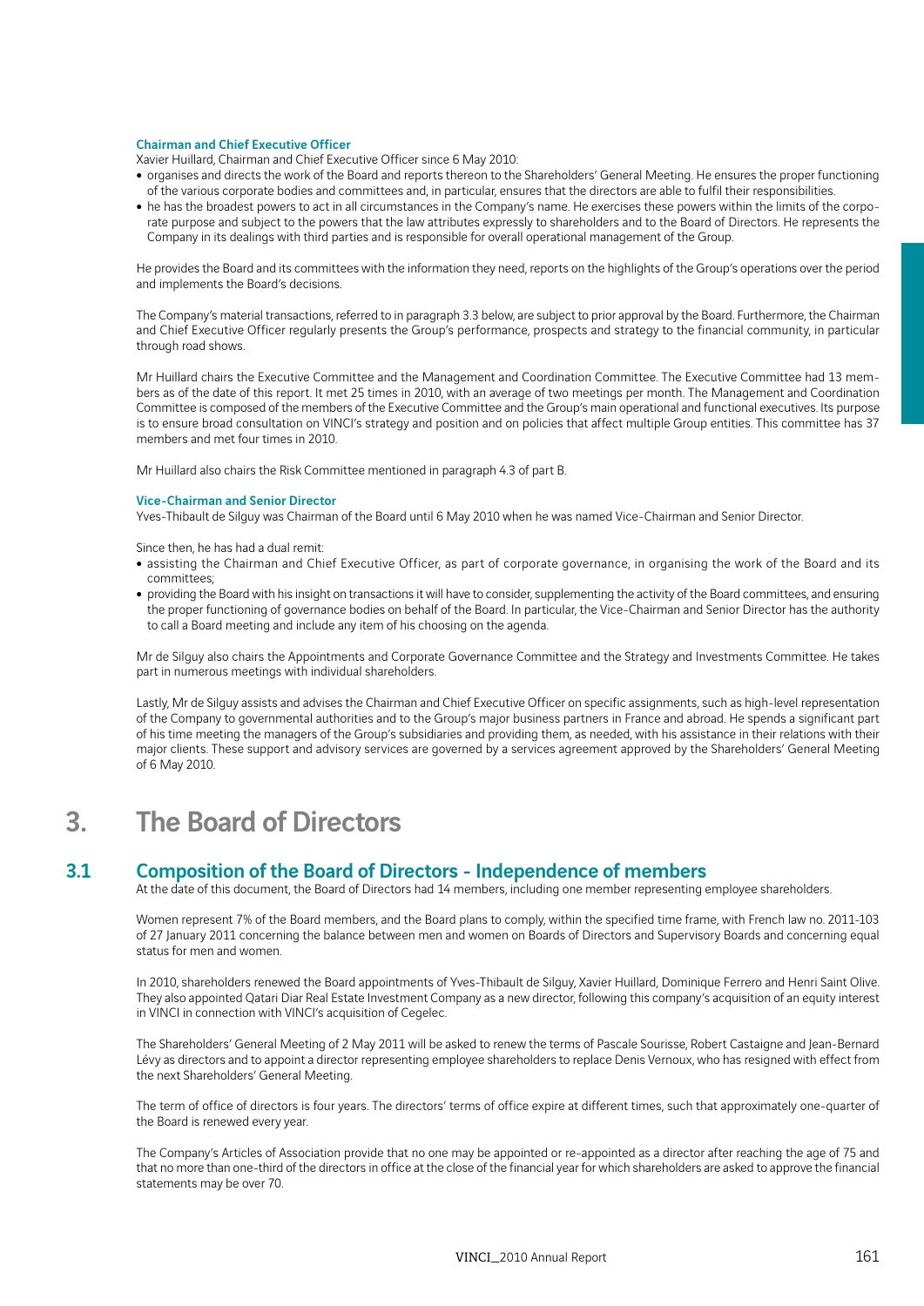### Chairman and Chief Executive Officer

Xavier Huillard, Chairman and Chief Executive Officer since 6 May 2010:

- organises and directs the work of the Board and reports thereon to the Shareholders' General Meeting. He ensures the proper functioning of the various corporate bodies and committees and, in particular, ensures that the directors are able to fulfil their responsibilities.
- he has the broadest powers to act in all circumstances in the Company's name. He exercises these powers within the limits of the corporate purpose and subject to the powers that the law attributes expressly to shareholders and to the Board of Directors. He represents the Company in its dealings with third parties and is responsible for overall operational management of the Group.

He provides the Board and its committees with the information they need, reports on the highlights of the Group's operations over the period and implements the Board's decisions.

The Company's material transactions, referred to in paragraph 3.3 below, are subject to prior approval by the Board. Furthermore, the Chairman and Chief Executive Officer regularly presents the Group's performance, prospects and strategy to the financial community, in particular through road shows.

Mr Huillard chairs the Executive Committee and the Management and Coordination Committee. The Executive Committee had 13 members as of the date of this report. It met 25 times in 2010, with an average of two meetings per month. The Management and Coordination Committee is composed of the members of the Executive Committee and the Group's main operational and functional executives. Its purpose is to ensure broad consultation on VINCI's strategy and position and on policies that affect multiple Group entities. This committee has 37 members and met four times in 2010.

Mr Huillard also chairs the Risk Committee mentioned in paragraph 4.3 of part B.

### Vice-Chairman and Senior Director

Yves-Thibault de Silguy was Chairman of the Board until 6 May 2010 when he was named Vice-Chairman and Senior Director.

Since then, he has had a dual remit:

- assisting the Chairman and Chief Executive Officer, as part of corporate governance, in organising the work of the Board and its committees;
- providing the Board with his insight on transactions it will have to consider, supplementing the activity of the Board committees, and ensuring the proper functioning of governance bodies on behalf of the Board. In particular, the Vice-Chairman and Senior Director has the authority to call a Board meeting and include any item of his choosing on the agenda.

Mr de Silguy also chairs the Appointments and Corporate Governance Committee and the Strategy and Investments Committee. He takes part in numerous meetings with individual shareholders.

Lastly, Mr de Silguy assists and advises the Chairman and Chief Executive Officer on specific assignments, such as high-level representation of the Company to governmental authorities and to the Group's major business partners in France and abroad. He spends a significant part of his time meeting the managers of the Group's subsidiaries and providing them, as needed, with his assistance in their relations with their major clients. These support and advisory services are governed by a services agreement approved by the Shareholders' General Meeting of 6 May 2010.

# 3. The Board of Directors

## 3.1 Composition of the Board of Directors - Independence of members

At the date of this document, the Board of Directors had 14 members, including one member representing employee shareholders.

Women represent 7% of the Board members, and the Board plans to comply, within the specified time frame, with French law no. 2011-103 of 27 January 2011 concerning the balance between men and women on Boards of Directors and Supervisory Boards and concerning equal status for men and women.

In 2010, shareholders renewed the Board appointments of Yves-Thibault de Silguy, Xavier Huillard, Dominique Ferrero and Henri Saint Olive. They also appointed Qatari Diar Real Estate Investment Company as a new director, following this company's acquisition of an equity interest in VINCI in connection with VINCI's acquisition of Cegelec.

The Shareholders' General Meeting of 2 May 2011 will be asked to renew the terms of Pascale Sourisse, Robert Castaigne and Jean-Bernard Lévy as directors and to appoint a director representing employee shareholders to replace Denis Vernoux, who has resigned with effect from the next Shareholders' General Meeting.

The term of office of directors is four years. The directors' terms of office expire at different times, such that approximately one-quarter of the Board is renewed every year.

The Company's Articles of Association provide that no one may be appointed or re-appointed as a director after reaching the age of 75 and that no more than one-third of the directors in office at the close of the financial year for which shareholders are asked to approve the financial statements may be over 70.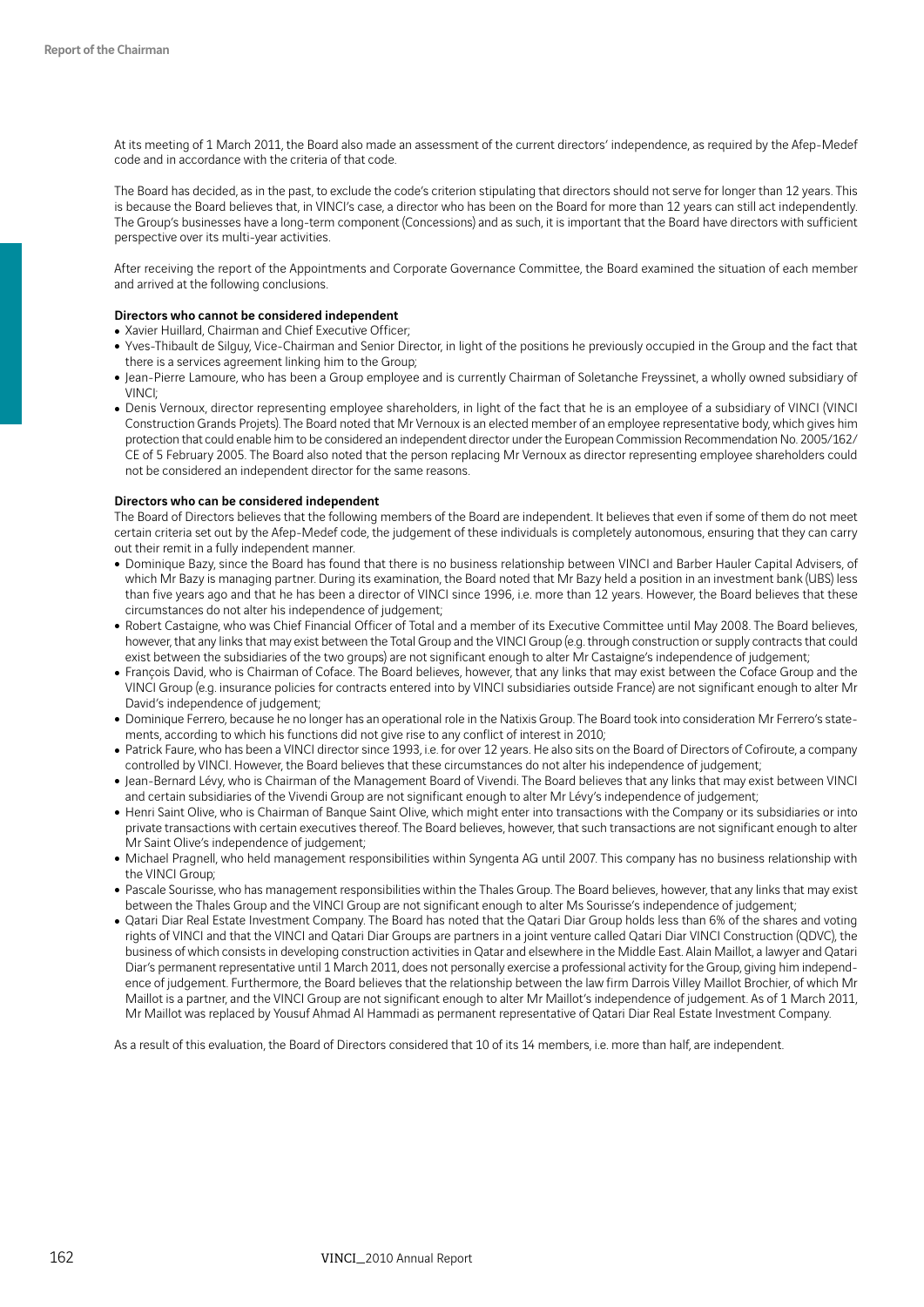At its meeting of 1 March 2011, the Board also made an assessment of the current directors' independence, as required by the Afep-Medef code and in accordance with the criteria of that code.

The Board has decided, as in the past, to exclude the code's criterion stipulating that directors should not serve for longer than 12 years. This is because the Board believes that, in VINCI's case, a director who has been on the Board for more than 12 years can still act independently. The Group's businesses have a long-term component (Concessions) and as such, it is important that the Board have directors with sufficient perspective over its multi-year activities.

After receiving the report of the Appointments and Corporate Governance Committee, the Board examined the situation of each member and arrived at the following conclusions.

**Directors who cannot be considered independent**

- Xavier Huillard, Chairman and Chief Executive Officer;
- Yves-Thibault de Silguy, Vice-Chairman and Senior Director, in light of the positions he previously occupied in the Group and the fact that there is a services agreement linking him to the Group;
- Jean-Pierre Lamoure, who has been a Group employee and is currently Chairman of Soletanche Freyssinet, a wholly owned subsidiary of VINCI;
- Denis Vernoux, director representing employee shareholders, in light of the fact that he is an employee of a subsidiary of VINCI (VINCI Construction Grands Projets). The Board noted that Mr Vernoux is an elected member of an employee representative body, which gives him protection that could enable him to be considered an independent director under the European Commission Recommendation No. 2005/162/CE of 5 February 2005. The Board also noted that the person replacing Mr Vernoux as director representing employee shareholders could not be considered an independent director for the same reasons.

**Directors who can be considered independent**

The Board of Directors believes that the following members of the Board are independent. It believes that even if some of them do not meet certain criteria set out by the Afep-Medef code, the judgement of these individuals is completely autonomous, ensuring that they can carry out their remit in a fully independent manner.

- Dominique Bazy, since the Board has found that there is no business relationship between VINCI and Barber Hauler Capital Advisers, of which Mr Bazy is managing partner. During its examination, the Board noted that Mr Bazy held a position in an investment bank (UBS) less than five years ago and that he has been a director of VINCI since 1996, i.e. more than 12 years. However, the Board believes that these circumstances do not alter his independence of judgement;
- Robert Castaigne, who was Chief Financial Officer of Total and a member of its Executive Committee until May 2008. The Board believes, however, that any links that may exist between the Total Group and the VINCI Group (e.g. through construction or supply contracts that could exist between the subsidiaries of the two groups) are not significant enough to alter Mr Castaigne's independence of judgement;
- François David, who is Chairman of Coface. The Board believes, however, that any links that may exist between the Coface Group and the VINCI Group (e.g. insurance policies for contracts entered into by VINCI subsidiaries outside France) are not significant enough to alter Mr David's independence of judgement;
- Dominique Ferrero, because he no longer has an operational role in the Natixis Group. The Board took into consideration Mr Ferrero's statements, according to which his functions did not give rise to any conflict of interest in 2010;
- Patrick Faure, who has been a VINCI director since 1993, i.e. for over 12 years. He also sits on the Board of Directors of Cofiroute, a company controlled by VINCI. However, the Board believes that these circumstances do not alter his independence of judgement;
- Jean-Bernard Lévy, who is Chairman of the Management Board of Vivendi. The Board believes that any links that may exist between VINCI and certain subsidiaries of the Vivendi Group are not significant enough to alter Mr Lévy's independence of judgement;
- Henri Saint Olive, who is Chairman of Banque Saint Olive, which might enter into transactions with the Company or its subsidiaries or into private transactions with certain executives thereof. The Board believes, however, that such transactions are not significant enough to alter Mr Saint Olive's independence of judgement;
- Michael Pragnell, who held management responsibilities within Syngenta AG until 2007. This company has no business relationship with the VINCI Group;
- Pascale Sourisse, who has management responsibilities within the Thales Group. The Board believes, however, that any links that may exist between the Thales Group and the VINCI Group are not significant enough to alter Ms Sourisse's independence of judgement;
- Qatari Diar Real Estate Investment Company. The Board has noted that the Qatari Diar Group holds less than 6% of the shares and voting rights of VINCI and that the VINCI and Qatari Diar Groups are partners in a joint venture called Qatari Diar VINCI Construction (QDVC), the business of which consists in developing construction activities in Qatar and elsewhere in the Middle East. Alain Maillot, a lawyer and Qatari Diar's permanent representative until 1 March 2011, does not personally exercise a professional activity for the Group, giving him independence of judgement. Furthermore, the Board believes that the relationship between the law firm Darrois Villey Maillot Brochier, of which Mr Maillot is a partner, and the VINCI Group are not significant enough to alter Mr Maillot's independence of judgement. As of 1 March 2011, Mr Maillot was replaced by Yousuf Ahmad Al Hammadi as permanent representative of Qatari Diar Real Estate Investment Company.

As a result of this evaluation, the Board of Directors considered that 10 of its 14 members, i.e. more than half, are independent.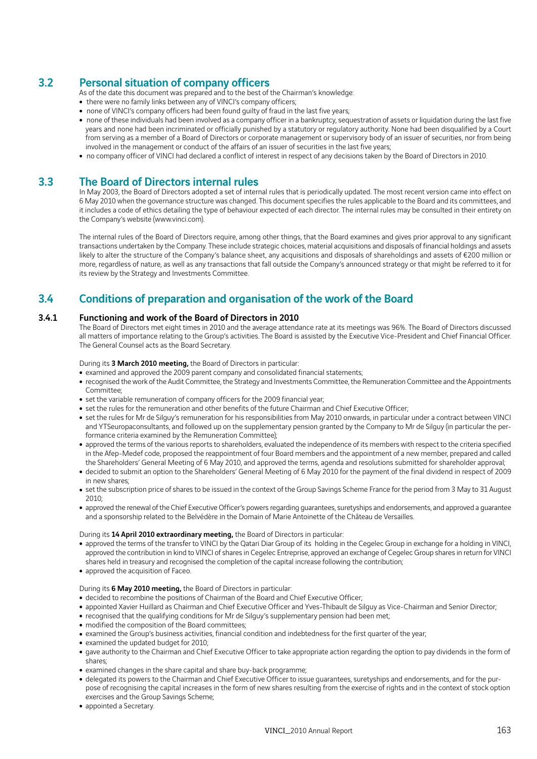## 3.2 Personal situation of company officers

As of the date this document was prepared and to the best of the Chairman's knowledge:

- there were no family links between any of VINCI's company officers;
- none of VINCI's company officers had been found guilty of fraud in the last five years;
- none of these individuals had been involved as a company officer in a bankruptcy, sequestration of assets or liquidation during the last five years and none had been incriminated or officially punished by a statutory or regulatory authority. None had been disqualified by a Court from serving as a member of a Board of Directors or corporate management or supervisory body of an issuer of securities, nor from being involved in the management or conduct of the affairs of an issuer of securities in the last five years;
- no company officer of VINCI had declared a conflict of interest in respect of any decisions taken by the Board of Directors in 2010.

## 3.3 The Board of Directors internal rules

In May 2003, the Board of Directors adopted a set of internal rules that is periodically updated. The most recent version came into effect on 6 May 2010 when the governance structure was changed. This document specifies the rules applicable to the Board and its committees, and it includes a code of ethics detailing the type of behaviour expected of each director. The internal rules may be consulted in their entirety on the Company's website (www.vinci.com).

The internal rules of the Board of Directors require, among other things, that the Board examines and gives prior approval to any significant transactions undertaken by the Company. These include strategic choices, material acquisitions and disposals of financial holdings and assets likely to alter the structure of the Company's balance sheet, any acquisitions and disposals of shareholdings and assets of €200 million or more, regardless of nature, as well as any transactions that fall outside the Company's announced strategy or that might be referred to it for its review by the Strategy and Investments Committee.

## 3.4 Conditions of preparation and organisation of the work of the Board

### 3.4.1 Functioning and work of the Board of Directors in 2010

The Board of Directors met eight times in 2010 and the average attendance rate at its meetings was 96%. The Board of Directors discussed all matters of importance relating to the Group's activities. The Board is assisted by the Executive Vice-President and Chief Financial Officer. The General Counsel acts as the Board Secretary.

During its **3 March 2010 meeting,** the Board of Directors in particular:

- examined and approved the 2009 parent company and consolidated financial statements;
- recognised the work of the Audit Committee, the Strategy and Investments Committee, the Remuneration Committee and the Appointments Committee;
- set the variable remuneration of company officers for the 2009 financial year;
- set the rules for the remuneration and other benefits of the future Chairman and Chief Executive Officer;
- set the rules for Mr de Silguy's remuneration for his responsibilities from May 2010 onwards, in particular under a contract between VINCI and YTSeuropaconsultants, and followed up on the supplementary pension granted by the Company to Mr de Silguy (in particular the performance criteria examined by the Remuneration Committee);
- approved the terms of the various reports to shareholders, evaluated the independence of its members with respect to the criteria specified in the Afep-Medef code, proposed the reappointment of four Board members and the appointment of a new member, prepared and called the Shareholders' General Meeting of 6 May 2010, and approved the terms, agenda and resolutions submitted for shareholder approval;
- decided to submit an option to the Shareholders' General Meeting of 6 May 2010 for the payment of the final dividend in respect of 2009 in new shares;
- set the subscription price of shares to be issued in the context of the Group Savings Scheme France for the period from 3 May to 31 August 2010;
- approved the renewal of the Chief Executive Officer's powers regarding guarantees, suretyships and endorsements, and approved a guarantee and a sponsorship related to the Belvédère in the Domain of Marie Antoinette of the Château de Versailles.

During its **14 April 2010 extraordinary meeting,** the Board of Directors in particular:

- approved the terms of the transfer to VINCI by the Qatari Diar Group of its holding in the Cegelec Group in exchange for a holding in VINCI, approved the contribution in kind to VINCI of shares in Cegelec Entreprise, approved an exchange of Cegelec Group shares in return for VINCI shares held in treasury and recognised the completion of the capital increase following the contribution;
- approved the acquisition of Faceo.

During its **6 May 2010 meeting,** the Board of Directors in particular:

- decided to recombine the positions of Chairman of the Board and Chief Executive Officer;
- appointed Xavier Huillard as Chairman and Chief Executive Officer and Yves-Thibault de Silguy as Vice-Chairman and Senior Director;
- recognised that the qualifying conditions for Mr de Silguy's supplementary pension had been met;
- modified the composition of the Board committees;
- examined the Group's business activities, financial condition and indebtedness for the first quarter of the year;
- examined the updated budget for 2010;
- gave authority to the Chairman and Chief Executive Officer to take appropriate action regarding the option to pay dividends in the form of shares;
- examined changes in the share capital and share buy-back programme;
- delegated its powers to the Chairman and Chief Executive Officer to issue guarantees, suretyships and endorsements, and for the purpose of recognising the capital increases in the form of new shares resulting from the exercise of rights and in the context of stock option exercises and the Group Savings Scheme;
- appointed a Secretary.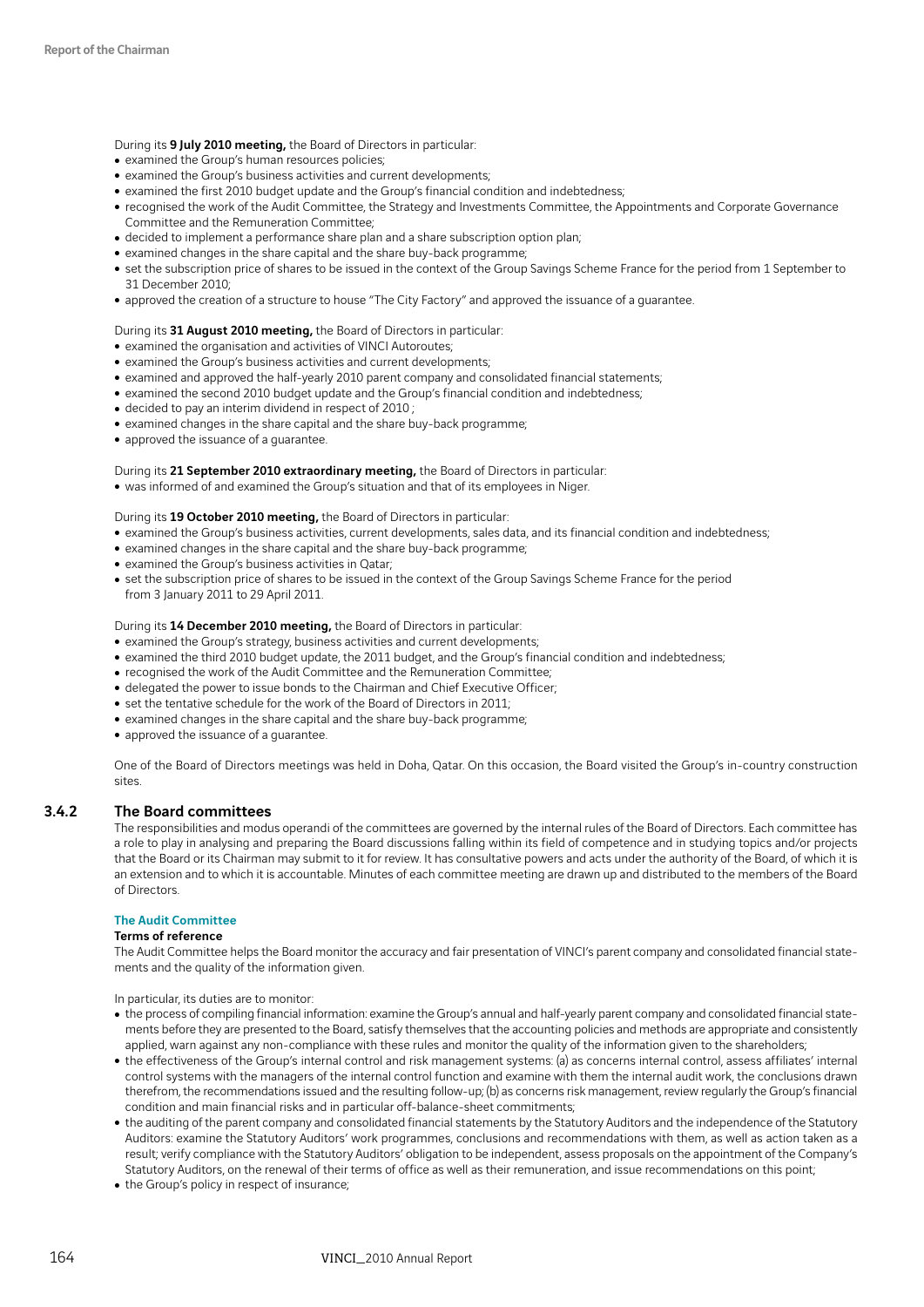During its **9 July 2010 meeting,** the Board of Directors in particular:

- examined the Group's human resources policies;
- examined the Group's business activities and current developments;
- examined the first 2010 budget update and the Group's financial condition and indebtedness;
- recognised the work of the Audit Committee, the Strategy and Investments Committee, the Appointments and Corporate Governance Committee and the Remuneration Committee;
- decided to implement a performance share plan and a share subscription option plan;
- examined changes in the share capital and the share buy-back programme;
- set the subscription price of shares to be issued in the context of the Group Savings Scheme France for the period from 1 September to 31 December 2010;
- approved the creation of a structure to house "The City Factory" and approved the issuance of a guarantee.

During its **31 August 2010 meeting,** the Board of Directors in particular:

- examined the organisation and activities of VINCI Autoroutes;
- examined the Group's business activities and current developments;
- examined and approved the half-yearly 2010 parent company and consolidated financial statements;
- examined the second 2010 budget update and the Group's financial condition and indebtedness;
- decided to pay an interim dividend in respect of 2010 ;
- examined changes in the share capital and the share buy-back programme;
- approved the issuance of a guarantee.

During its **21 September 2010 extraordinary meeting,** the Board of Directors in particular:

- was informed of and examined the Group's situation and that of its employees in Niger.

During its **19 October 2010 meeting,** the Board of Directors in particular:

- examined the Group's business activities, current developments, sales data, and its financial condition and indebtedness;
- examined changes in the share capital and the share buy-back programme;
- examined the Group's business activities in Qatar;
- set the subscription price of shares to be issued in the context of the Group Savings Scheme France for the period from 3 January 2011 to 29 April 2011.

During its **14 December 2010 meeting,** the Board of Directors in particular:

- examined the Group's strategy, business activities and current developments;
- examined the third 2010 budget update, the 2011 budget, and the Group's financial condition and indebtedness;
- recognised the work of the Audit Committee and the Remuneration Committee;
- delegated the power to issue bonds to the Chairman and Chief Executive Officer;
- set the tentative schedule for the work of the Board of Directors in 2011;
- examined changes in the share capital and the share buy-back programme;
- approved the issuance of a guarantee.

One of the Board of Directors meetings was held in Doha, Qatar. On this occasion, the Board visited the Group's in-country construction sites.

## 3.4.2 The Board committees

The responsibilities and modus operandi of the committees are governed by the internal rules of the Board of Directors. Each committee has a role to play in analysing and preparing the Board discussions falling within its field of competence and in studying topics and/or projects that the Board or its Chairman may submit to it for review. It has consultative powers and acts under the authority of the Board, of which it is an extension and to which it is accountable. Minutes of each committee meeting are drawn up and distributed to the members of the Board of Directors.

### The Audit Committee

**Terms of reference**

The Audit Committee helps the Board monitor the accuracy and fair presentation of VINCI's parent company and consolidated financial statements and the quality of the information given.

In particular, its duties are to monitor:

- the process of compiling financial information: examine the Group's annual and half-yearly parent company and consolidated financial statements before they are presented to the Board, satisfy themselves that the accounting policies and methods are appropriate and consistently applied, warn against any non-compliance with these rules and monitor the quality of the information given to the shareholders;
- the effectiveness of the Group's internal control and risk management systems: (a) as concerns internal control, assess affiliates' internal control systems with the managers of the internal control function and examine with them the internal audit work, the conclusions drawn therefrom, the recommendations issued and the resulting follow-up; (b) as concerns risk management, review regularly the Group's financial condition and main financial risks and in particular off-balance-sheet commitments;
- the auditing of the parent company and consolidated financial statements by the Statutory Auditors and the independence of the Statutory Auditors: examine the Statutory Auditors' work programmes, conclusions and recommendations with them, as well as action taken as a result; verify compliance with the Statutory Auditors' obligation to be independent, assess proposals on the appointment of the Company's Statutory Auditors, on the renewal of their terms of office as well as their remuneration, and issue recommendations on this point;
- the Group's policy in respect of insurance;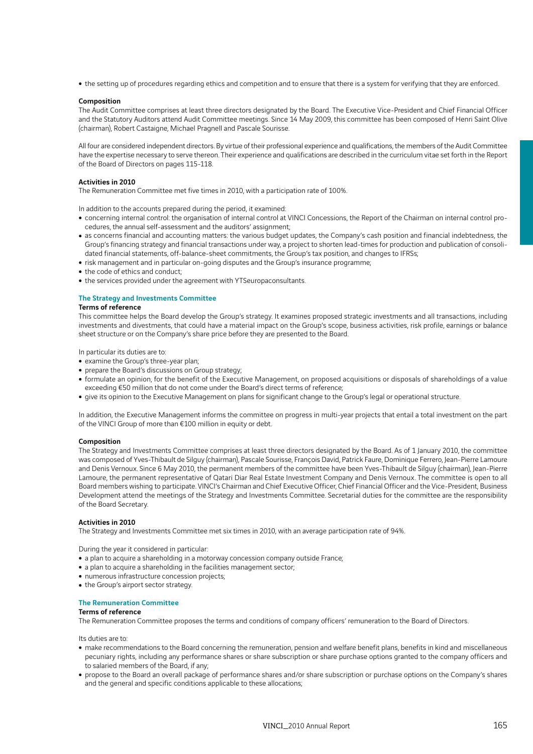- the setting up of procedures regarding ethics and competition and to ensure that there is a system for verifying that they are enforced.

**Composition**

The Audit Committee comprises at least three directors designated by the Board. The Executive Vice-President and Chief Financial Officer and the Statutory Auditors attend Audit Committee meetings. Since 14 May 2009, this committee has been composed of Henri Saint Olive (chairman), Robert Castaigne, Michael Pragnell and Pascale Sourisse.

All four are considered independent directors. By virtue of their professional experience and qualifications, the members of the Audit Committee have the expertise necessary to serve thereon. Their experience and qualifications are described in the curriculum vitae set forth in the Report of the Board of Directors on pages 115-118.

**Activities in 2010**

The Remuneration Committee met five times in 2010, with a participation rate of 100%.

In addition to the accounts prepared during the period, it examined:

- concerning internal control: the organisation of internal control at VINCI Concessions, the Report of the Chairman on internal control procedures, the annual self-assessment and the auditors' assignment;
- as concerns financial and accounting matters: the various budget updates, the Company's cash position and financial indebtedness, the Group's financing strategy and financial transactions under way, a project to shorten lead-times for production and publication of consolidated financial statements, off-balance-sheet commitments, the Group's tax position, and changes to IFRSs;
- risk management and in particular on-going disputes and the Group's insurance programme;
- the code of ethics and conduct;
- the services provided under the agreement with YTSeuropaconsultants.

### The Strategy and Investments Committee

**Terms of reference**

This committee helps the Board develop the Group's strategy. It examines proposed strategic investments and all transactions, including investments and divestments, that could have a material impact on the Group's scope, business activities, risk profile, earnings or balance sheet structure or on the Company's share price before they are presented to the Board.

In particular its duties are to:

- examine the Group's three-year plan;
- prepare the Board's discussions on Group strategy;
- formulate an opinion, for the benefit of the Executive Management, on proposed acquisitions or disposals of shareholdings of a value exceeding €50 million that do not come under the Board's direct terms of reference;
- give its opinion to the Executive Management on plans for significant change to the Group's legal or operational structure.

In addition, the Executive Management informs the committee on progress in multi-year projects that entail a total investment on the part of the VINCI Group of more than €100 million in equity or debt.

**Composition**

The Strategy and Investments Committee comprises at least three directors designated by the Board. As of 1 January 2010, the committee was composed of Yves-Thibault de Silguy (chairman), Pascale Sourisse, François David, Patrick Faure, Dominique Ferrero, Jean-Pierre Lamoure and Denis Vernoux. Since 6 May 2010, the permanent members of the committee have been Yves-Thibault de Silguy (chairman), Jean-Pierre Lamoure, the permanent representative of Qatari Diar Real Estate Investment Company and Denis Vernoux. The committee is open to all Board members wishing to participate. VINCI's Chairman and Chief Executive Officer, Chief Financial Officer and the Vice-President, Business Development attend the meetings of the Strategy and Investments Committee. Secretarial duties for the committee are the responsibility of the Board Secretary.

**Activities in 2010**

The Strategy and Investments Committee met six times in 2010, with an average participation rate of 94%.

During the year it considered in particular:

- a plan to acquire a shareholding in a motorway concession company outside France;
- a plan to acquire a shareholding in the facilities management sector;
- numerous infrastructure concession projects;
- the Group's airport sector strategy.

### The Remuneration Committee

**Terms of reference**

The Remuneration Committee proposes the terms and conditions of company officers' remuneration to the Board of Directors.

Its duties are to:

- make recommendations to the Board concerning the remuneration, pension and welfare benefit plans, benefits in kind and miscellaneous pecuniary rights, including any performance shares or share subscription or share purchase options granted to the company officers and to salaried members of the Board, if any;
- propose to the Board an overall package of performance shares and/or share subscription or purchase options on the Company's shares and the general and specific conditions applicable to these allocations;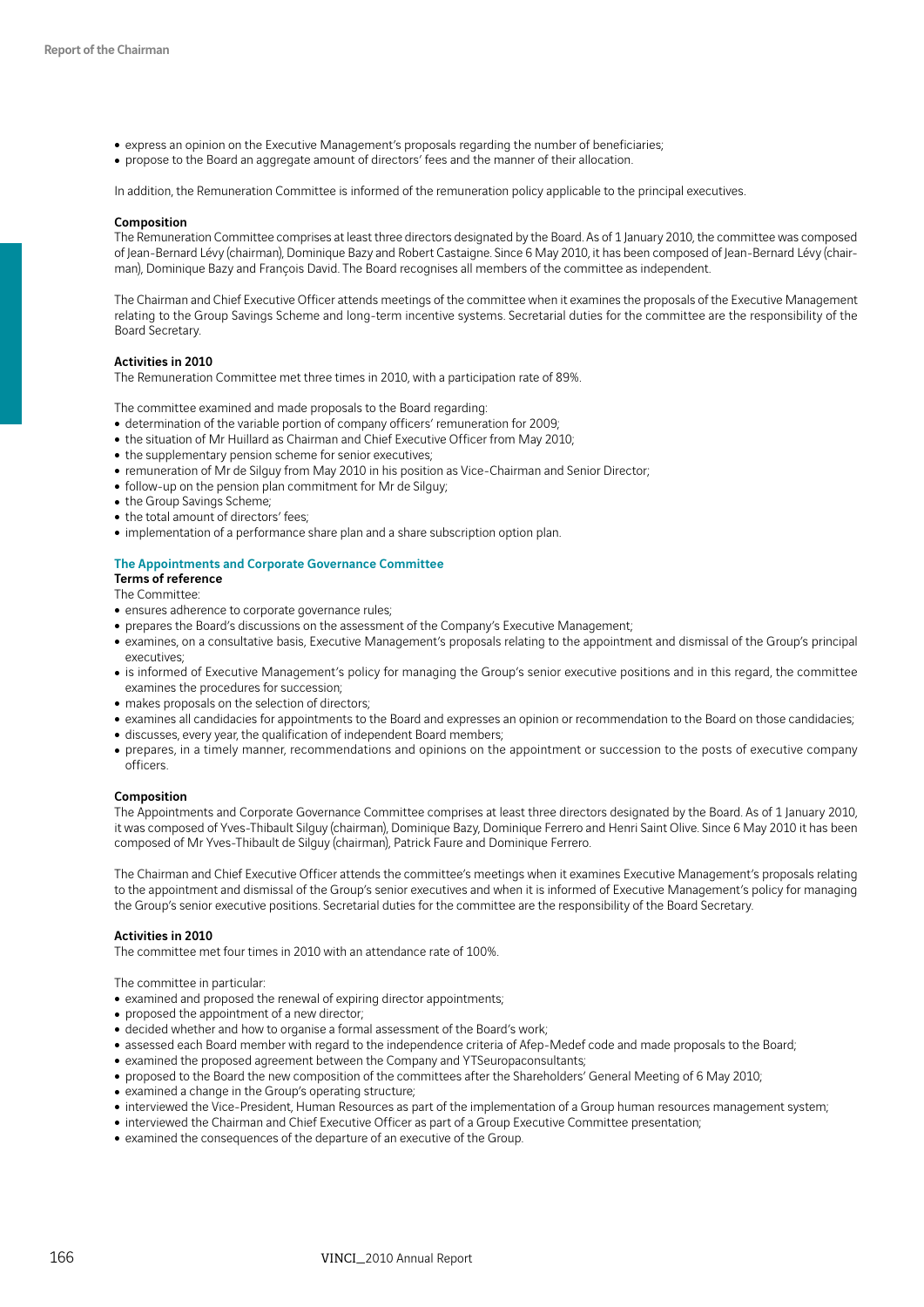- express an opinion on the Executive Management's proposals regarding the number of beneficiaries;
- propose to the Board an aggregate amount of directors' fees and the manner of their allocation.

In addition, the Remuneration Committee is informed of the remuneration policy applicable to the principal executives.

**Composition**

The Remuneration Committee comprises at least three directors designated by the Board. As of 1 January 2010, the committee was composed of Jean-Bernard Lévy (chairman), Dominique Bazy and Robert Castaigne. Since 6 May 2010, it has been composed of Jean-Bernard Lévy (chairman), Dominique Bazy and François David. The Board recognises all members of the committee as independent.

The Chairman and Chief Executive Officer attends meetings of the committee when it examines the proposals of the Executive Management relating to the Group Savings Scheme and long-term incentive systems. Secretarial duties for the committee are the responsibility of the Board Secretary.

**Activities in 2010**

The Remuneration Committee met three times in 2010, with a participation rate of 89%.

The committee examined and made proposals to the Board regarding:

- determination of the variable portion of company officers' remuneration for 2009;
- the situation of Mr Huillard as Chairman and Chief Executive Officer from May 2010;
- the supplementary pension scheme for senior executives;
- remuneration of Mr de Silguy from May 2010 in his position as Vice-Chairman and Senior Director;
- follow-up on the pension plan commitment for Mr de Silguy;
- the Group Savings Scheme;
- the total amount of directors' fees;
- implementation of a performance share plan and a share subscription option plan.

### The Appointments and Corporate Governance Committee

**Terms of reference**

The Committee:

- ensures adherence to corporate governance rules;
- prepares the Board's discussions on the assessment of the Company's Executive Management;
- examines, on a consultative basis, Executive Management's proposals relating to the appointment and dismissal of the Group's principal executives;
- is informed of Executive Management's policy for managing the Group's senior executive positions and in this regard, the committee examines the procedures for succession;
- makes proposals on the selection of directors;
- examines all candidacies for appointments to the Board and expresses an opinion or recommendation to the Board on those candidacies;
- discusses, every year, the qualification of independent Board members;
- prepares, in a timely manner, recommendations and opinions on the appointment or succession to the posts of executive company officers.

**Composition**

The Appointments and Corporate Governance Committee comprises at least three directors designated by the Board. As of 1 January 2010, it was composed of Yves-Thibault Silguy (chairman), Dominique Bazy, Dominique Ferrero and Henri Saint Olive. Since 6 May 2010 it has been composed of Mr Yves-Thibault de Silguy (chairman), Patrick Faure and Dominique Ferrero.

The Chairman and Chief Executive Officer attends the committee's meetings when it examines Executive Management's proposals relating to the appointment and dismissal of the Group's senior executives and when it is informed of Executive Management's policy for managing the Group's senior executive positions. Secretarial duties for the committee are the responsibility of the Board Secretary.

**Activities in 2010**

The committee met four times in 2010 with an attendance rate of 100%.

The committee in particular:

- examined and proposed the renewal of expiring director appointments;
- proposed the appointment of a new director;
- decided whether and how to organise a formal assessment of the Board's work;
- assessed each Board member with regard to the independence criteria of Afep-Medef code and made proposals to the Board;
- examined the proposed agreement between the Company and YTSeuropaconsultants;
- proposed to the Board the new composition of the committees after the Shareholders' General Meeting of 6 May 2010;
- examined a change in the Group's operating structure;
- interviewed the Vice-President, Human Resources as part of the implementation of a Group human resources management system;
- interviewed the Chairman and Chief Executive Officer as part of a Group Executive Committee presentation;
- examined the consequences of the departure of an executive of the Group.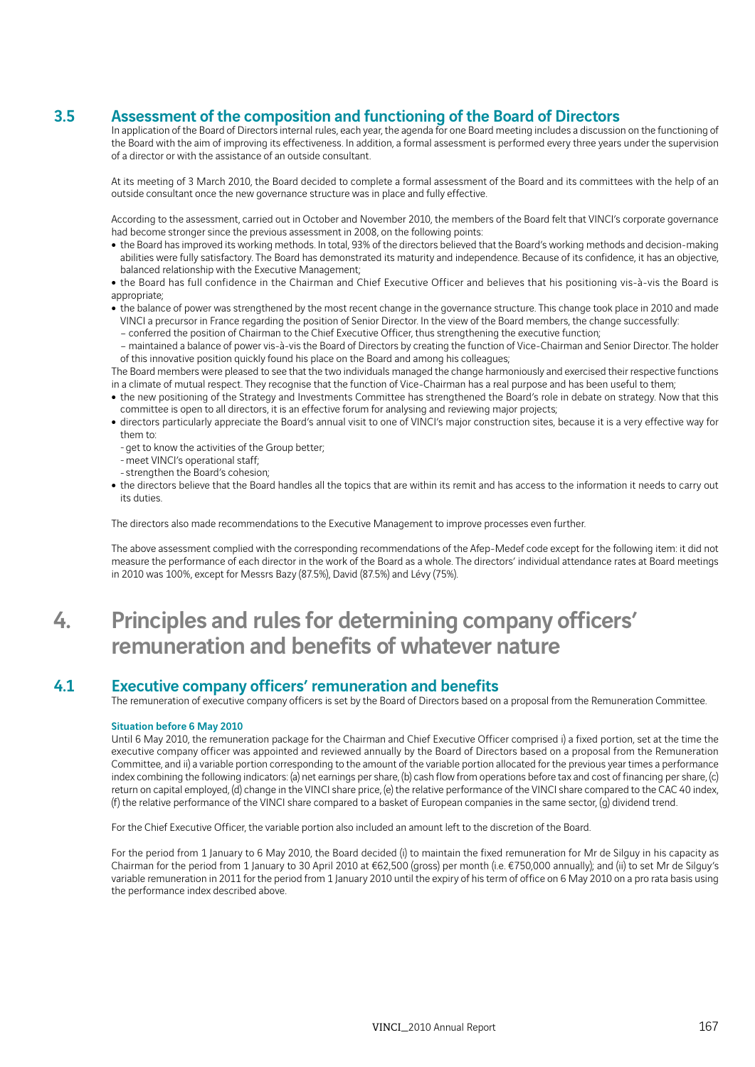## 3.5 Assessment of the composition and functioning of the Board of Directors

In application of the Board of Directors internal rules, each year, the agenda for one Board meeting includes a discussion on the functioning of the Board with the aim of improving its effectiveness. In addition, a formal assessment is performed every three years under the supervision of a director or with the assistance of an outside consultant.

At its meeting of 3 March 2010, the Board decided to complete a formal assessment of the Board and its committees with the help of an outside consultant once the new governance structure was in place and fully effective.

According to the assessment, carried out in October and November 2010, the members of the Board felt that VINCI's corporate governance had become stronger since the previous assessment in 2008, on the following points:

- the Board has improved its working methods. In total, 93% of the directors believed that the Board's working methods and decision-making abilities were fully satisfactory. The Board has demonstrated its maturity and independence. Because of its confidence, it has an objective, balanced relationship with the Executive Management;
- the Board has full confidence in the Chairman and Chief Executive Officer and believes that his positioning vis-à-vis the Board is appropriate;
- the balance of power was strengthened by the most recent change in the governance structure. This change took place in 2010 and made VINCI a precursor in France regarding the position of Senior Director. In the view of the Board members, the change successfully:
  - conferred the position of Chairman to the Chief Executive Officer, thus strengthening the executive function;
  - maintained a balance of power vis-à-vis the Board of Directors by creating the function of Vice-Chairman and Senior Director. The holder of this innovative position quickly found his place on the Board and among his colleagues;

The Board members were pleased to see that the two individuals managed the change harmoniously and exercised their respective functions in a climate of mutual respect. They recognise that the function of Vice-Chairman has a real purpose and has been useful to them;

- the new positioning of the Strategy and Investments Committee has strengthened the Board's role in debate on strategy. Now that this committee is open to all directors, it is an effective forum for analysing and reviewing major projects;
- directors particularly appreciate the Board's annual visit to one of VINCI's major construction sites, because it is a very effective way for them to:
  - get to know the activities of the Group better;
  - meet VINCI's operational staff;
  - strengthen the Board's cohesion;
- the directors believe that the Board handles all the topics that are within its remit and has access to the information it needs to carry out its duties.

The directors also made recommendations to the Executive Management to improve processes even further.

The above assessment complied with the corresponding recommendations of the Afep-Medef code except for the following item: it did not measure the performance of each director in the work of the Board as a whole. The directors' individual attendance rates at Board meetings in 2010 was 100%, except for Messrs Bazy (87.5%), David (87.5%) and Lévy (75%).

# 4. Principles and rules for determining company officers' remuneration and benefits of whatever nature

## 4.1 Executive company officers' remuneration and benefits

The remuneration of executive company officers is set by the Board of Directors based on a proposal from the Remuneration Committee.

**Situation before 6 May 2010**

Until 6 May 2010, the remuneration package for the Chairman and Chief Executive Officer comprised i) a fixed portion, set at the time the executive company officer was appointed and reviewed annually by the Board of Directors based on a proposal from the Remuneration Committee, and ii) a variable portion corresponding to the amount of the variable portion allocated for the previous year times a performance index combining the following indicators: (a) net earnings per share, (b) cash flow from operations before tax and cost of financing per share, (c) return on capital employed, (d) change in the VINCI share price, (e) the relative performance of the VINCI share compared to the CAC 40 index, (f) the relative performance of the VINCI share compared to a basket of European companies in the same sector, (g) dividend trend.

For the Chief Executive Officer, the variable portion also included an amount left to the discretion of the Board.

For the period from 1 January to 6 May 2010, the Board decided (i) to maintain the fixed remuneration for Mr de Silguy in his capacity as Chairman for the period from 1 January to 30 April 2010 at €62,500 (gross) per month (i.e. €750,000 annually); and (ii) to set Mr de Silguy's variable remuneration in 2011 for the period from 1 January 2010 until the expiry of his term of office on 6 May 2010 on a pro rata basis using the performance index described above.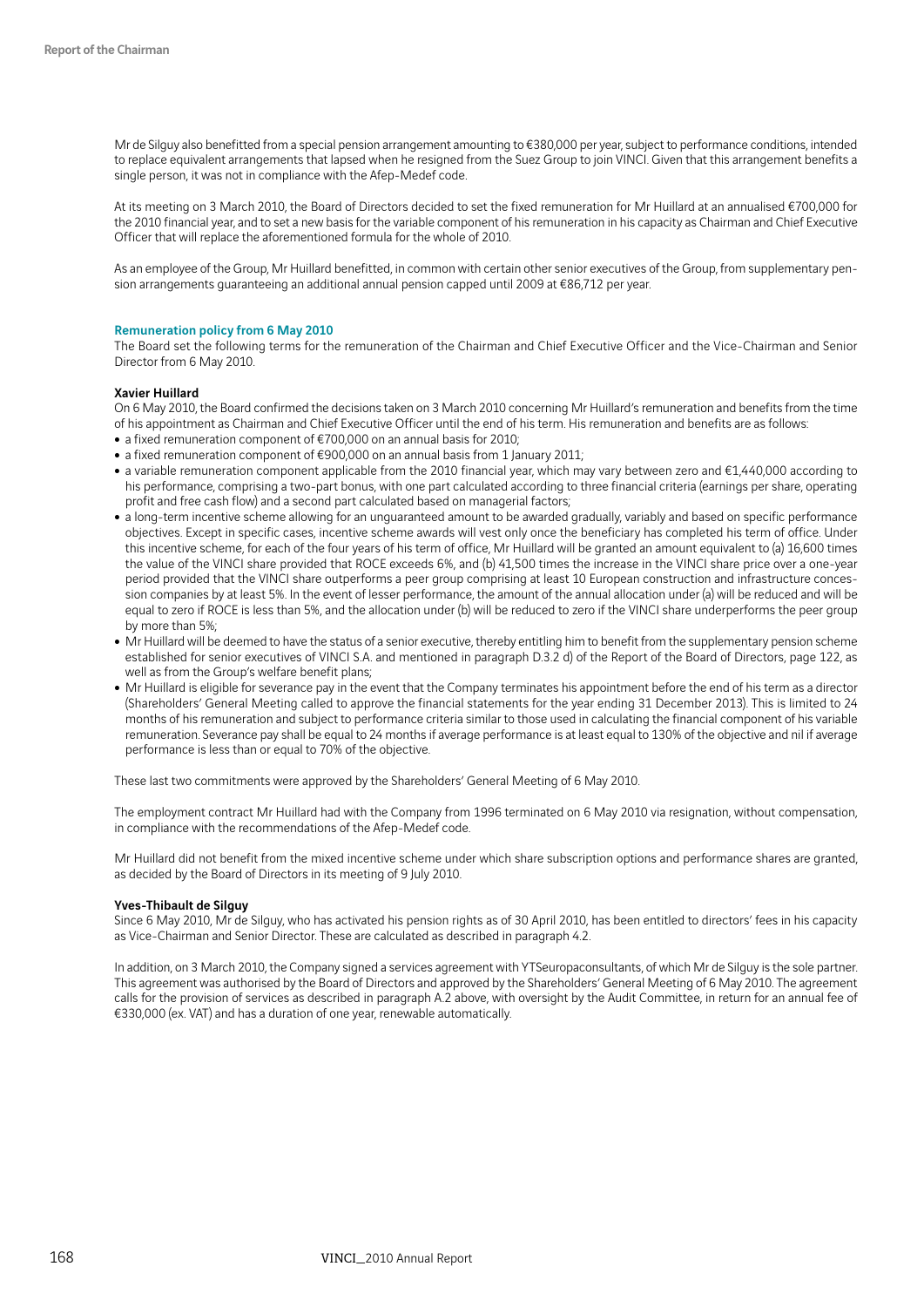Mr de Silguy also benefitted from a special pension arrangement amounting to €380,000 per year, subject to performance conditions, intended to replace equivalent arrangements that lapsed when he resigned from the Suez Group to join VINCI. Given that this arrangement benefits a single person, it was not in compliance with the Afep-Medef code.

At its meeting on 3 March 2010, the Board of Directors decided to set the fixed remuneration for Mr Huillard at an annualised €700,000 for the 2010 financial year, and to set a new basis for the variable component of his remuneration in his capacity as Chairman and Chief Executive Officer that will replace the aforementioned formula for the whole of 2010.

As an employee of the Group, Mr Huillard benefitted, in common with certain other senior executives of the Group, from supplementary pension arrangements guaranteeing an additional annual pension capped until 2009 at €86,712 per year.

### Remuneration policy from 6 May 2010

The Board set the following terms for the remuneration of the Chairman and Chief Executive Officer and the Vice-Chairman and Senior Director from 6 May 2010.

**Xavier Huillard**

On 6 May 2010, the Board confirmed the decisions taken on 3 March 2010 concerning Mr Huillard's remuneration and benefits from the time of his appointment as Chairman and Chief Executive Officer until the end of his term. His remuneration and benefits are as follows:

- a fixed remuneration component of €700,000 on an annual basis for 2010;
- a fixed remuneration component of €900,000 on an annual basis from 1 January 2011;
- a variable remuneration component applicable from the 2010 financial year, which may vary between zero and €1,440,000 according to his performance, comprising a two-part bonus, with one part calculated according to three financial criteria (earnings per share, operating profit and free cash flow) and a second part calculated based on managerial factors;
- a long-term incentive scheme allowing for an unguaranteed amount to be awarded gradually, variably and based on specific performance objectives. Except in specific cases, incentive scheme awards will vest only once the beneficiary has completed his term of office. Under this incentive scheme, for each of the four years of his term of office, Mr Huillard will be granted an amount equivalent to (a) 16,600 times the value of the VINCI share provided that ROCE exceeds 6%, and (b) 41,500 times the increase in the VINCI share price over a one-year period provided that the VINCI share outperforms a peer group comprising at least 10 European construction and infrastructure concession companies by at least 5%. In the event of lesser performance, the amount of the annual allocation under (a) will be reduced and will be equal to zero if ROCE is less than 5%, and the allocation under (b) will be reduced to zero if the VINCI share underperforms the peer group by more than 5%;
- Mr Huillard will be deemed to have the status of a senior executive, thereby entitling him to benefit from the supplementary pension scheme established for senior executives of VINCI S.A. and mentioned in paragraph D.3.2 d) of the Report of the Board of Directors, page 122, as well as from the Group's welfare benefit plans;
- Mr Huillard is eligible for severance pay in the event that the Company terminates his appointment before the end of his term as a director (Shareholders' General Meeting called to approve the financial statements for the year ending 31 December 2013). This is limited to 24 months of his remuneration and subject to performance criteria similar to those used in calculating the financial component of his variable remuneration. Severance pay shall be equal to 24 months if average performance is at least equal to 130% of the objective and nil if average performance is less than or equal to 70% of the objective.

These last two commitments were approved by the Shareholders' General Meeting of 6 May 2010.

The employment contract Mr Huillard had with the Company from 1996 terminated on 6 May 2010 via resignation, without compensation, in compliance with the recommendations of the Afep-Medef code.

Mr Huillard did not benefit from the mixed incentive scheme under which share subscription options and performance shares are granted, as decided by the Board of Directors in its meeting of 9 July 2010.

**Yves-Thibault de Silguy**

Since 6 May 2010, Mr de Silguy, who has activated his pension rights as of 30 April 2010, has been entitled to directors' fees in his capacity as Vice-Chairman and Senior Director. These are calculated as described in paragraph 4.2.

In addition, on 3 March 2010, the Company signed a services agreement with YTSeuropaconsultants, of which Mr de Silguy is the sole partner. This agreement was authorised by the Board of Directors and approved by the Shareholders' General Meeting of 6 May 2010. The agreement calls for the provision of services as described in paragraph A.2 above, with oversight by the Audit Committee, in return for an annual fee of €330,000 (ex. VAT) and has a duration of one year, renewable automatically.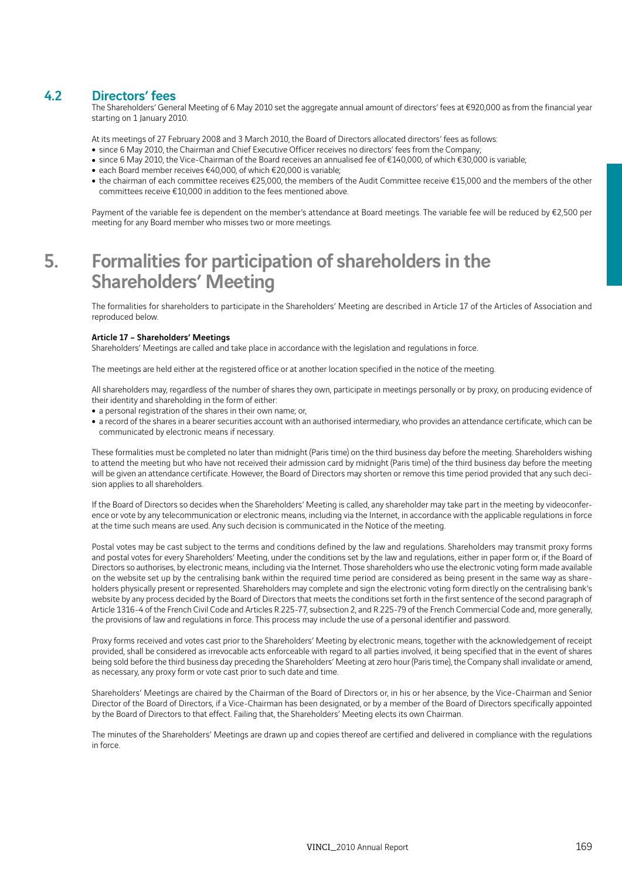## 4.2 Directors' fees

The Shareholders' General Meeting of 6 May 2010 set the aggregate annual amount of directors' fees at €920,000 as from the financial year starting on 1 January 2010.

At its meetings of 27 February 2008 and 3 March 2010, the Board of Directors allocated directors' fees as follows:

- since 6 May 2010, the Chairman and Chief Executive Officer receives no directors' fees from the Company;
- since 6 May 2010, the Vice-Chairman of the Board receives an annualised fee of €140,000, of which €30,000 is variable;
- each Board member receives €40,000, of which €20,000 is variable;
- the chairman of each committee receives €25,000, the members of the Audit Committee receive €15,000 and the members of the other committees receive €10,000 in addition to the fees mentioned above.

Payment of the variable fee is dependent on the member's attendance at Board meetings. The variable fee will be reduced by €2,500 per meeting for any Board member who misses two or more meetings.

# 5. Formalities for participation of shareholders in the Shareholders' Meeting

The formalities for shareholders to participate in the Shareholders' Meeting are described in Article 17 of the Articles of Association and reproduced below.

**Article 17 – Shareholders' Meetings**

Shareholders' Meetings are called and take place in accordance with the legislation and regulations in force.

The meetings are held either at the registered office or at another location specified in the notice of the meeting.

All shareholders may, regardless of the number of shares they own, participate in meetings personally or by proxy, on producing evidence of their identity and shareholding in the form of either:

- a personal registration of the shares in their own name; or,
- a record of the shares in a bearer securities account with an authorised intermediary, who provides an attendance certificate, which can be communicated by electronic means if necessary.

These formalities must be completed no later than midnight (Paris time) on the third business day before the meeting. Shareholders wishing to attend the meeting but who have not received their admission card by midnight (Paris time) of the third business day before the meeting will be given an attendance certificate. However, the Board of Directors may shorten or remove this time period provided that any such decision applies to all shareholders.

If the Board of Directors so decides when the Shareholders' Meeting is called, any shareholder may take part in the meeting by videoconference or vote by any telecommunication or electronic means, including via the Internet, in accordance with the applicable regulations in force at the time such means are used. Any such decision is communicated in the Notice of the meeting.

Postal votes may be cast subject to the terms and conditions defined by the law and regulations. Shareholders may transmit proxy forms and postal votes for every Shareholders' Meeting, under the conditions set by the law and regulations, either in paper form or, if the Board of Directors so authorises, by electronic means, including via the Internet. Those shareholders who use the electronic voting form made available on the website set up by the centralising bank within the required time period are considered as being present in the same way as shareholders physically present or represented. Shareholders may complete and sign the electronic voting form directly on the centralising bank's website by any process decided by the Board of Directors that meets the conditions set forth in the first sentence of the second paragraph of Article 1316-4 of the French Civil Code and Articles R.225-77, subsection 2, and R.225-79 of the French Commercial Code and, more generally, the provisions of law and regulations in force. This process may include the use of a personal identifier and password.

Proxy forms received and votes cast prior to the Shareholders' Meeting by electronic means, together with the acknowledgement of receipt provided, shall be considered as irrevocable acts enforceable with regard to all parties involved, it being specified that in the event of shares being sold before the third business day preceding the Shareholders' Meeting at zero hour (Paris time), the Company shall invalidate or amend, as necessary, any proxy form or vote cast prior to such date and time.

Shareholders' Meetings are chaired by the Chairman of the Board of Directors or, in his or her absence, by the Vice-Chairman and Senior Director of the Board of Directors, if a Vice-Chairman has been designated, or by a member of the Board of Directors specifically appointed by the Board of Directors to that effect. Failing that, the Shareholders' Meeting elects its own Chairman.

The minutes of the Shareholders' Meetings are drawn up and copies thereof are certified and delivered in compliance with the regulations in force.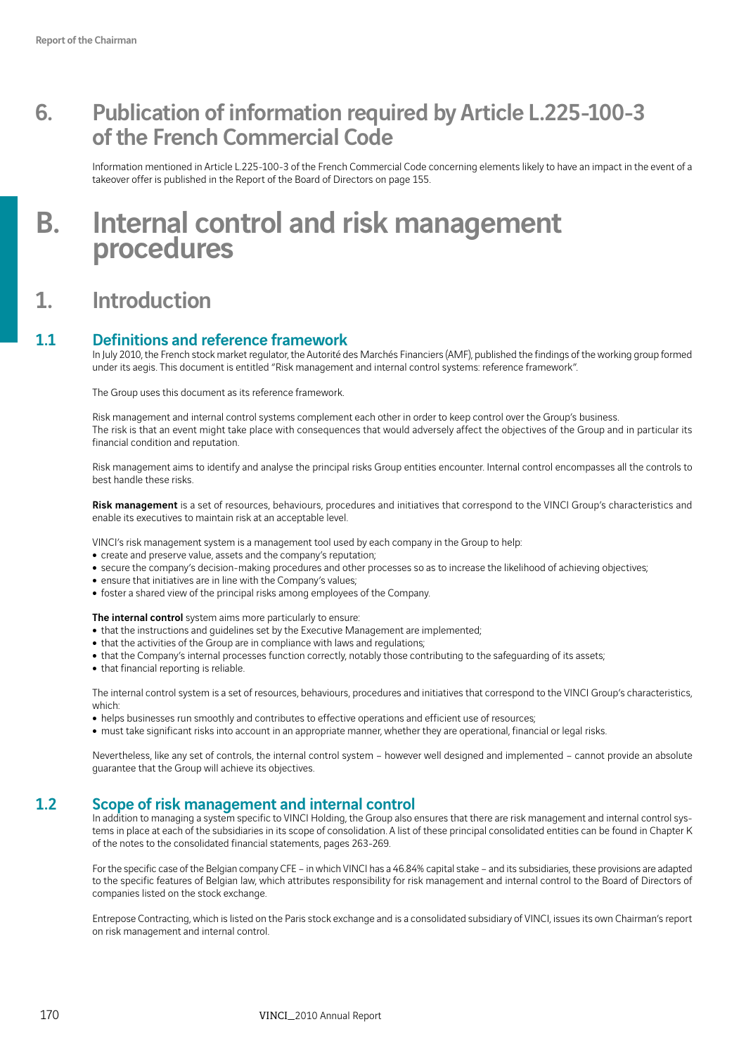# 6. Publication of information required by Article L.225-100-3 of the French Commercial Code

Information mentioned in Article L.225-100-3 of the French Commercial Code concerning elements likely to have an impact in the event of a takeover offer is published in the Report of the Board of Directors on page 155.

# B. Internal control and risk management procedures

## 1. Introduction

### 1.1 Definitions and reference framework

In July 2010, the French stock market regulator, the Autorité des Marchés Financiers (AMF), published the findings of the working group formed under its aegis. This document is entitled "Risk management and internal control systems: reference framework".

The Group uses this document as its reference framework.

Risk management and internal control systems complement each other in order to keep control over the Group's business.
The risk is that an event might take place with consequences that would adversely affect the objectives of the Group and in particular its financial condition and reputation.

Risk management aims to identify and analyse the principal risks Group entities encounter. Internal control encompasses all the controls to best handle these risks.

**Risk management** is a set of resources, behaviours, procedures and initiatives that correspond to the VINCI Group's characteristics and enable its executives to maintain risk at an acceptable level.

VINCI's risk management system is a management tool used by each company in the Group to help:

- create and preserve value, assets and the company's reputation;
- secure the company's decision-making procedures and other processes so as to increase the likelihood of achieving objectives;
- ensure that initiatives are in line with the Company's values;
- foster a shared view of the principal risks among employees of the Company.

**The internal control** system aims more particularly to ensure:

- that the instructions and guidelines set by the Executive Management are implemented;
- that the activities of the Group are in compliance with laws and regulations;
- that the Company's internal processes function correctly, notably those contributing to the safeguarding of its assets;
- that financial reporting is reliable.

The internal control system is a set of resources, behaviours, procedures and initiatives that correspond to the VINCI Group's characteristics, which:

- helps businesses run smoothly and contributes to effective operations and efficient use of resources;
- must take significant risks into account in an appropriate manner, whether they are operational, financial or legal risks.

Nevertheless, like any set of controls, the internal control system – however well designed and implemented – cannot provide an absolute guarantee that the Group will achieve its objectives.

### 1.2 Scope of risk management and internal control

In addition to managing a system specific to VINCI Holding, the Group also ensures that there are risk management and internal control systems in place at each of the subsidiaries in its scope of consolidation. A list of these principal consolidated entities can be found in Chapter K of the notes to the consolidated financial statements, pages 263-269.

For the specific case of the Belgian company CFE – in which VINCI has a 46.84% capital stake – and its subsidiaries, these provisions are adapted to the specific features of Belgian law, which attributes responsibility for risk management and internal control to the Board of Directors of companies listed on the stock exchange.

Entrepose Contracting, which is listed on the Paris stock exchange and is a consolidated subsidiary of VINCI, issues its own Chairman's report on risk management and internal control.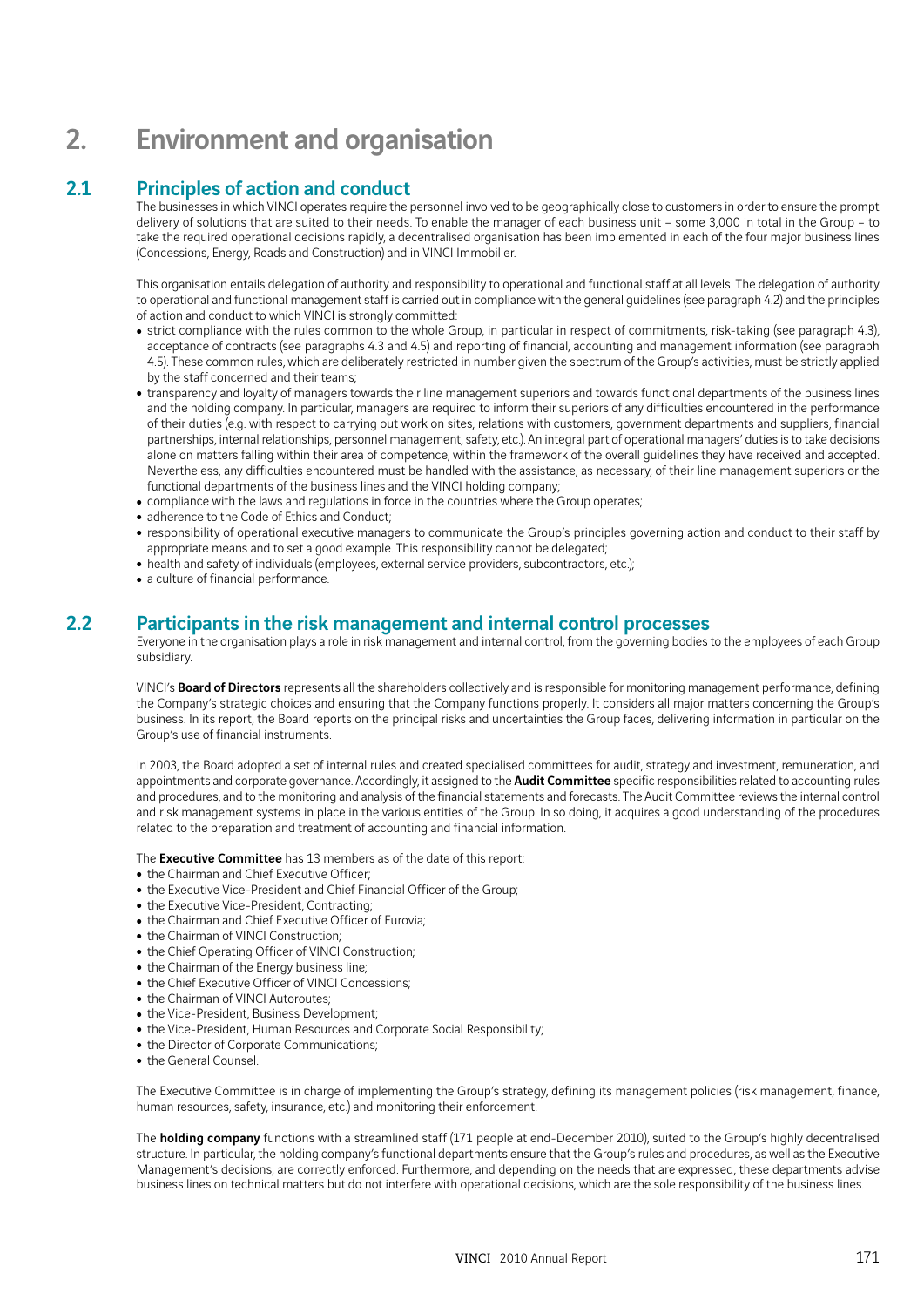# 2. Environment and organisation

## 2.1 Principles of action and conduct

The businesses in which VINCI operates require the personnel involved to be geographically close to customers in order to ensure the prompt delivery of solutions that are suited to their needs. To enable the manager of each business unit – some 3,000 in total in the Group – to take the required operational decisions rapidly, a decentralised organisation has been implemented in each of the four major business lines (Concessions, Energy, Roads and Construction) and in VINCI Immobilier.

This organisation entails delegation of authority and responsibility to operational and functional staff at all levels. The delegation of authority to operational and functional management staff is carried out in compliance with the general guidelines (see paragraph 4.2) and the principles of action and conduct to which VINCI is strongly committed:

- strict compliance with the rules common to the whole Group, in particular in respect of commitments, risk-taking (see paragraph 4.3), acceptance of contracts (see paragraphs 4.3 and 4.5) and reporting of financial, accounting and management information (see paragraph 4.5). These common rules, which are deliberately restricted in number given the spectrum of the Group's activities, must be strictly applied by the staff concerned and their teams;
- transparency and loyalty of managers towards their line management superiors and towards functional departments of the business lines and the holding company. In particular, managers are required to inform their superiors of any difficulties encountered in the performance of their duties (e.g. with respect to carrying out work on sites, relations with customers, government departments and suppliers, financial partnerships, internal relationships, personnel management, safety, etc.). An integral part of operational managers' duties is to take decisions alone on matters falling within their area of competence, within the framework of the overall guidelines they have received and accepted. Nevertheless, any difficulties encountered must be handled with the assistance, as necessary, of their line management superiors or the functional departments of the business lines and the VINCI holding company;
- compliance with the laws and regulations in force in the countries where the Group operates;
- adherence to the Code of Ethics and Conduct;
- responsibility of operational executive managers to communicate the Group's principles governing action and conduct to their staff by appropriate means and to set a good example. This responsibility cannot be delegated;
- health and safety of individuals (employees, external service providers, subcontractors, etc.);
- a culture of financial performance.

## 2.2 Participants in the risk management and internal control processes

Everyone in the organisation plays a role in risk management and internal control, from the governing bodies to the employees of each Group subsidiary.

VINCI's **Board of Directors** represents all the shareholders collectively and is responsible for monitoring management performance, defining the Company's strategic choices and ensuring that the Company functions properly. It considers all major matters concerning the Group's business. In its report, the Board reports on the principal risks and uncertainties the Group faces, delivering information in particular on the Group's use of financial instruments.

In 2003, the Board adopted a set of internal rules and created specialised committees for audit, strategy and investment, remuneration, and appointments and corporate governance. Accordingly, it assigned to the **Audit Committee** specific responsibilities related to accounting rules and procedures, and to the monitoring and analysis of the financial statements and forecasts. The Audit Committee reviews the internal control and risk management systems in place in the various entities of the Group. In so doing, it acquires a good understanding of the procedures related to the preparation and treatment of accounting and financial information.

The **Executive Committee** has 13 members as of the date of this report:

- the Chairman and Chief Executive Officer;
- the Executive Vice-President and Chief Financial Officer of the Group;
- the Executive Vice-President, Contracting;
- the Chairman and Chief Executive Officer of Eurovia;
- the Chairman of VINCI Construction;
- the Chief Operating Officer of VINCI Construction;
- the Chairman of the Energy business line;
- the Chief Executive Officer of VINCI Concessions;
- the Chairman of VINCI Autoroutes;
- the Vice-President, Business Development;
- the Vice-President, Human Resources and Corporate Social Responsibility;
- the Director of Corporate Communications;
- the General Counsel.

The Executive Committee is in charge of implementing the Group's strategy, defining its management policies (risk management, finance, human resources, safety, insurance, etc.) and monitoring their enforcement.

The **holding company** functions with a streamlined staff (171 people at end-December 2010), suited to the Group's highly decentralised structure. In particular, the holding company's functional departments ensure that the Group's rules and procedures, as well as the Executive Management's decisions, are correctly enforced. Furthermore, and depending on the needs that are expressed, these departments advise business lines on technical matters but do not interfere with operational decisions, which are the sole responsibility of the business lines.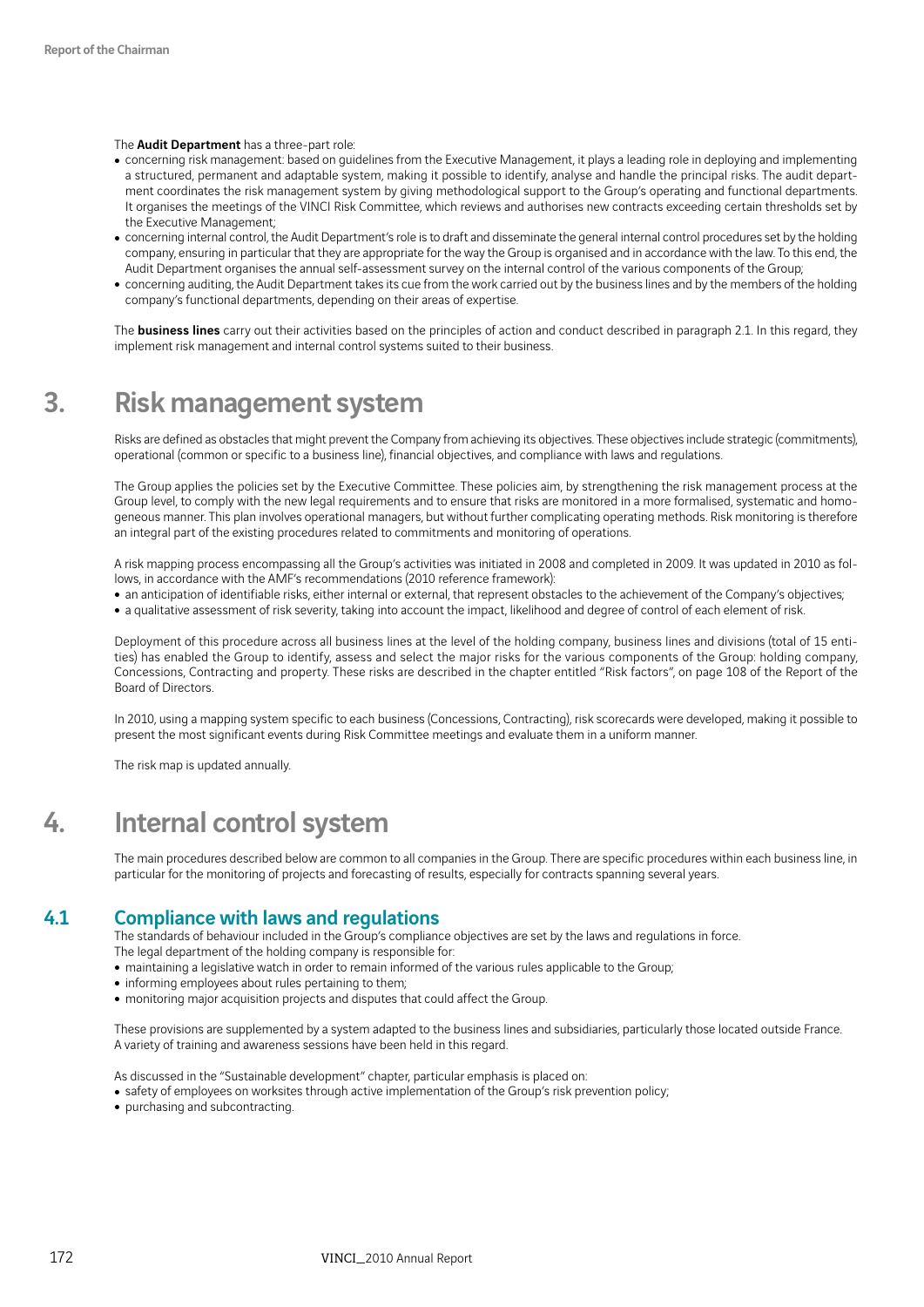The **Audit Department** has a three-part role:

- concerning risk management: based on guidelines from the Executive Management, it plays a leading role in deploying and implementing a structured, permanent and adaptable system, making it possible to identify, analyse and handle the principal risks. The audit department coordinates the risk management system by giving methodological support to the Group's operating and functional departments. It organises the meetings of the VINCI Risk Committee, which reviews and authorises new contracts exceeding certain thresholds set by the Executive Management;
- concerning internal control, the Audit Department's role is to draft and disseminate the general internal control procedures set by the holding company, ensuring in particular that they are appropriate for the way the Group is organised and in accordance with the law. To this end, the Audit Department organises the annual self-assessment survey on the internal control of the various components of the Group;
- concerning auditing, the Audit Department takes its cue from the work carried out by the business lines and by the members of the holding company's functional departments, depending on their areas of expertise.

The **business lines** carry out their activities based on the principles of action and conduct described in paragraph 2.1. In this regard, they implement risk management and internal control systems suited to their business.

# 3. Risk management system

Risks are defined as obstacles that might prevent the Company from achieving its objectives. These objectives include strategic (commitments), operational (common or specific to a business line), financial objectives, and compliance with laws and regulations.

The Group applies the policies set by the Executive Committee. These policies aim, by strengthening the risk management process at the Group level, to comply with the new legal requirements and to ensure that risks are monitored in a more formalised, systematic and homogeneous manner. This plan involves operational managers, but without further complicating operating methods. Risk monitoring is therefore an integral part of the existing procedures related to commitments and monitoring of operations.

A risk mapping process encompassing all the Group's activities was initiated in 2008 and completed in 2009. It was updated in 2010 as follows, in accordance with the AMF's recommendations (2010 reference framework):

- an anticipation of identifiable risks, either internal or external, that represent obstacles to the achievement of the Company's objectives;
- a qualitative assessment of risk severity, taking into account the impact, likelihood and degree of control of each element of risk.

Deployment of this procedure across all business lines at the level of the holding company, business lines and divisions (total of 15 entities) has enabled the Group to identify, assess and select the major risks for the various components of the Group: holding company, Concessions, Contracting and property. These risks are described in the chapter entitled "Risk factors", on page 108 of the Report of the Board of Directors.

In 2010, using a mapping system specific to each business (Concessions, Contracting), risk scorecards were developed, making it possible to present the most significant events during Risk Committee meetings and evaluate them in a uniform manner.

The risk map is updated annually.

# 4. Internal control system

The main procedures described below are common to all companies in the Group. There are specific procedures within each business line, in particular for the monitoring of projects and forecasting of results, especially for contracts spanning several years.

## 4.1 Compliance with laws and regulations

The standards of behaviour included in the Group's compliance objectives are set by the laws and regulations in force.
The legal department of the holding company is responsible for:

- maintaining a legislative watch in order to remain informed of the various rules applicable to the Group;
- informing employees about rules pertaining to them;
- monitoring major acquisition projects and disputes that could affect the Group.

These provisions are supplemented by a system adapted to the business lines and subsidiaries, particularly those located outside France. A variety of training and awareness sessions have been held in this regard.

As discussed in the "Sustainable development" chapter, particular emphasis is placed on:

- safety of employees on worksites through active implementation of the Group's risk prevention policy;
- purchasing and subcontracting.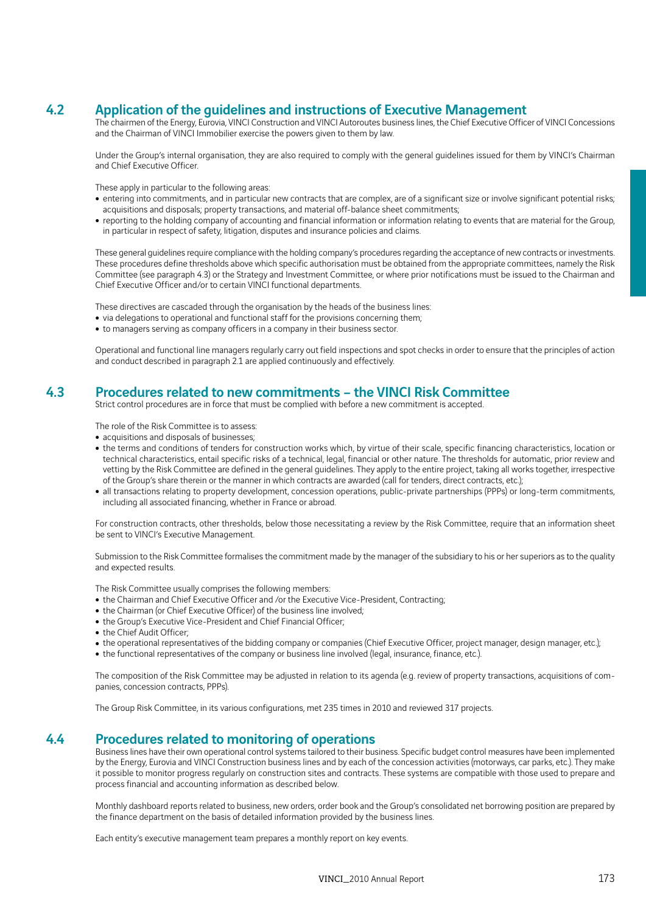## 4.2 Application of the guidelines and instructions of Executive Management

The chairmen of the Energy, Eurovia, VINCI Construction and VINCI Autoroutes business lines, the Chief Executive Officer of VINCI Concessions and the Chairman of VINCI Immobilier exercise the powers given to them by law.

Under the Group's internal organisation, they are also required to comply with the general guidelines issued for them by VINCI's Chairman and Chief Executive Officer.

These apply in particular to the following areas:

- entering into commitments, and in particular new contracts that are complex, are of a significant size or involve significant potential risks; acquisitions and disposals; property transactions, and material off-balance sheet commitments;
- reporting to the holding company of accounting and financial information or information relating to events that are material for the Group, in particular in respect of safety, litigation, disputes and insurance policies and claims.

These general guidelines require compliance with the holding company's procedures regarding the acceptance of new contracts or investments. These procedures define thresholds above which specific authorisation must be obtained from the appropriate committees, namely the Risk Committee (see paragraph 4.3) or the Strategy and Investment Committee, or where prior notifications must be issued to the Chairman and Chief Executive Officer and/or to certain VINCI functional departments.

These directives are cascaded through the organisation by the heads of the business lines:

- via delegations to operational and functional staff for the provisions concerning them;
- to managers serving as company officers in a company in their business sector.

Operational and functional line managers regularly carry out field inspections and spot checks in order to ensure that the principles of action and conduct described in paragraph 2.1 are applied continuously and effectively.

## 4.3 Procedures related to new commitments – the VINCI Risk Committee

Strict control procedures are in force that must be complied with before a new commitment is accepted.

The role of the Risk Committee is to assess:

- acquisitions and disposals of businesses;
- the terms and conditions of tenders for construction works which, by virtue of their scale, specific financing characteristics, location or technical characteristics, entail specific risks of a technical, legal, financial or other nature. The thresholds for automatic, prior review and vetting by the Risk Committee are defined in the general guidelines. They apply to the entire project, taking all works together, irrespective of the Group's share therein or the manner in which contracts are awarded (call for tenders, direct contracts, etc.);
- all transactions relating to property development, concession operations, public-private partnerships (PPPs) or long-term commitments, including all associated financing, whether in France or abroad.

For construction contracts, other thresholds, below those necessitating a review by the Risk Committee, require that an information sheet be sent to VINCI's Executive Management.

Submission to the Risk Committee formalises the commitment made by the manager of the subsidiary to his or her superiors as to the quality and expected results.

The Risk Committee usually comprises the following members:

- the Chairman and Chief Executive Officer and /or the Executive Vice-President, Contracting;
- the Chairman (or Chief Executive Officer) of the business line involved;
- the Group's Executive Vice-President and Chief Financial Officer;
- the Chief Audit Officer;
- the operational representatives of the bidding company or companies (Chief Executive Officer, project manager, design manager, etc.);
- the functional representatives of the company or business line involved (legal, insurance, finance, etc.).

The composition of the Risk Committee may be adjusted in relation to its agenda (e.g. review of property transactions, acquisitions of companies, concession contracts, PPPs).

The Group Risk Committee, in its various configurations, met 235 times in 2010 and reviewed 317 projects.

## 4.4 Procedures related to monitoring of operations

Business lines have their own operational control systems tailored to their business. Specific budget control measures have been implemented by the Energy, Eurovia and VINCI Construction business lines and by each of the concession activities (motorways, car parks, etc.). They make it possible to monitor progress regularly on construction sites and contracts. These systems are compatible with those used to prepare and process financial and accounting information as described below.

Monthly dashboard reports related to business, new orders, order book and the Group's consolidated net borrowing position are prepared by the finance department on the basis of detailed information provided by the business lines.

Each entity's executive management team prepares a monthly report on key events.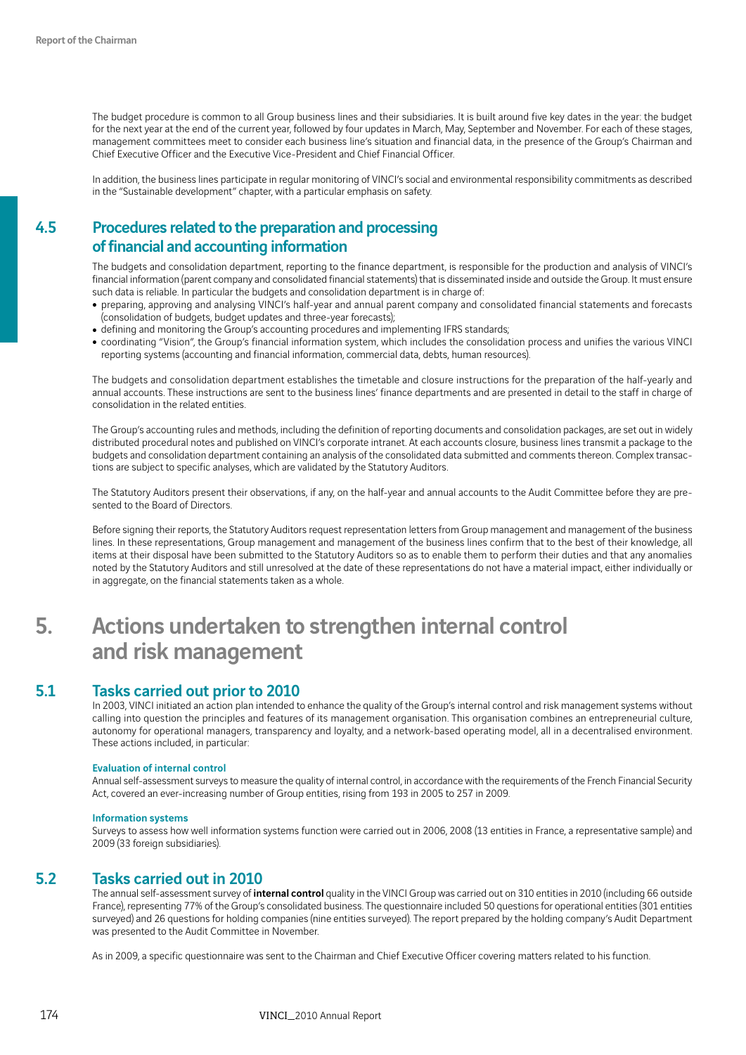The budget procedure is common to all Group business lines and their subsidiaries. It is built around five key dates in the year: the budget for the next year at the end of the current year, followed by four updates in March, May, September and November. For each of these stages, management committees meet to consider each business line's situation and financial data, in the presence of the Group's Chairman and Chief Executive Officer and the Executive Vice-President and Chief Financial Officer.

In addition, the business lines participate in regular monitoring of VINCI's social and environmental responsibility commitments as described in the "Sustainable development" chapter, with a particular emphasis on safety.

## 4.5 Procedures related to the preparation and processing of financial and accounting information

The budgets and consolidation department, reporting to the finance department, is responsible for the production and analysis of VINCI's financial information (parent company and consolidated financial statements) that is disseminated inside and outside the Group. It must ensure such data is reliable. In particular the budgets and consolidation department is in charge of:

- preparing, approving and analysing VINCI's half-year and annual parent company and consolidated financial statements and forecasts (consolidation of budgets, budget updates and three-year forecasts);
- defining and monitoring the Group's accounting procedures and implementing IFRS standards;
- coordinating "Vision", the Group's financial information system, which includes the consolidation process and unifies the various VINCI reporting systems (accounting and financial information, commercial data, debts, human resources).

The budgets and consolidation department establishes the timetable and closure instructions for the preparation of the half-yearly and annual accounts. These instructions are sent to the business lines' finance departments and are presented in detail to the staff in charge of consolidation in the related entities.

The Group's accounting rules and methods, including the definition of reporting documents and consolidation packages, are set out in widely distributed procedural notes and published on VINCI's corporate intranet. At each accounts closure, business lines transmit a package to the budgets and consolidation department containing an analysis of the consolidated data submitted and comments thereon. Complex transactions are subject to specific analyses, which are validated by the Statutory Auditors.

The Statutory Auditors present their observations, if any, on the half-year and annual accounts to the Audit Committee before they are presented to the Board of Directors.

Before signing their reports, the Statutory Auditors request representation letters from Group management and management of the business lines. In these representations, Group management and management of the business lines confirm that to the best of their knowledge, all items at their disposal have been submitted to the Statutory Auditors so as to enable them to perform their duties and that any anomalies noted by the Statutory Auditors and still unresolved at the date of these representations do not have a material impact, either individually or in aggregate, on the financial statements taken as a whole.

# 5. Actions undertaken to strengthen internal control and risk management

## 5.1 Tasks carried out prior to 2010

In 2003, VINCI initiated an action plan intended to enhance the quality of the Group's internal control and risk management systems without calling into question the principles and features of its management organisation. This organisation combines an entrepreneurial culture, autonomy for operational managers, transparency and loyalty, and a network-based operating model, all in a decentralised environment. These actions included, in particular:

#### Evaluation of internal control

Annual self-assessment surveys to measure the quality of internal control, in accordance with the requirements of the French Financial Security Act, covered an ever-increasing number of Group entities, rising from 193 in 2005 to 257 in 2009.

#### Information systems

Surveys to assess how well information systems function were carried out in 2006, 2008 (13 entities in France, a representative sample) and 2009 (33 foreign subsidiaries).

## 5.2 Tasks carried out in 2010

The annual self-assessment survey of **internal control** quality in the VINCI Group was carried out on 310 entities in 2010 (including 66 outside France), representing 77% of the Group's consolidated business. The questionnaire included 50 questions for operational entities (301 entities surveyed) and 26 questions for holding companies (nine entities surveyed). The report prepared by the holding company's Audit Department was presented to the Audit Committee in November.

As in 2009, a specific questionnaire was sent to the Chairman and Chief Executive Officer covering matters related to his function.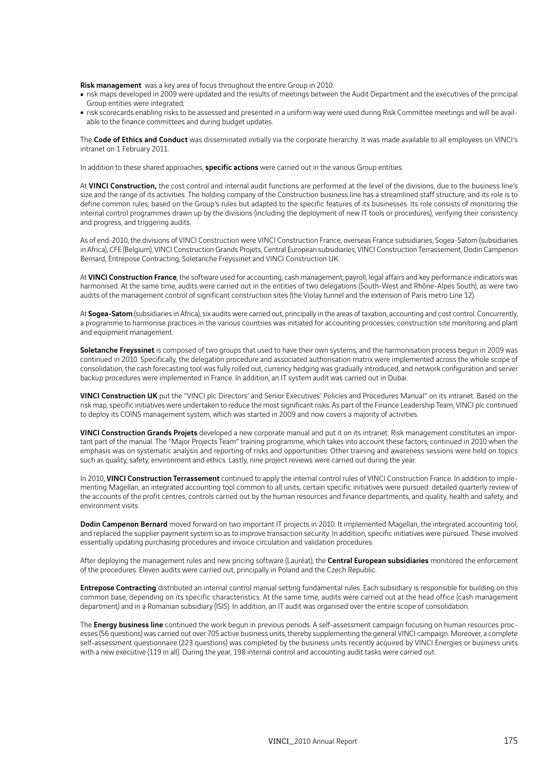**Risk management** was a key area of focus throughout the entire Group in 2010:

- risk maps developed in 2009 were updated and the results of meetings between the Audit Department and the executives of the principal Group entities were integrated;
- risk scorecards enabling risks to be assessed and presented in a uniform way were used during Risk Committee meetings and will be available to the finance committees and during budget updates.

The **Code of Ethics and Conduct** was disseminated initially via the corporate hierarchy. It was made available to all employees on VINCI's intranet on 1 February 2011.

In addition to these shared approaches, **specific actions** were carried out in the various Group entities.

At **VINCI Construction,** the cost control and internal audit functions are performed at the level of the divisions, due to the business line's size and the range of its activities. The holding company of the Construction business line has a streamlined staff structure, and its role is to define common rules, based on the Group's rules but adapted to the specific features of its businesses. Its role consists of monitoring the internal control programmes drawn up by the divisions (including the deployment of new IT tools or procedures), verifying their consistency and progress, and triggering audits.

As of end-2010, the divisions of VINCI Construction were VINCI Construction France, overseas France subsidiaries, Sogea-Satom (subsidiaries in Africa), CFE (Belgium), VINCI Construction Grands Projets, Central European subsidiaries, VINCI Construction Terrassement, Dodin Campenon Bernard, Entrepose Contracting, Soletanche Freyssinet and VINCI Construction UK.

At **VINCI Construction France**, the software used for accounting, cash management, payroll, legal affairs and key performance indicators was harmonised. At the same time, audits were carried out in the entities of two delegations (South-West and Rhône-Alpes South), as were two audits of the management control of significant construction sites (the Violay tunnel and the extension of Paris metro Line 12).

At **Sogea-Satom** (subsidiaries in Africa), six audits were carried out, principally in the areas of taxation, accounting and cost control. Concurrently, a programme to harmonise practices in the various countries was initiated for accounting processes, construction site monitoring and plant and equipment management.

**Soletanche Freyssinet** is composed of two groups that used to have their own systems, and the harmonisation process begun in 2009 was continued in 2010. Specifically, the delegation procedure and associated authorisation matrix were implemented across the whole scope of consolidation, the cash forecasting tool was fully rolled out, currency hedging was gradually introduced, and network configuration and server backup procedures were implemented in France. In addition, an IT system audit was carried out in Dubai.

**VINCI Construction UK** put the "VINCI plc Directors' and Senior Executives' Policies and Procedures Manual" on its intranet. Based on the risk map, specific initiatives were undertaken to reduce the most significant risks. As part of the Finance Leadership Team, VINCI plc continued to deploy its COINS management system, which was started in 2009 and now covers a majority of activities.

**VINCI Construction Grands Projets** developed a new corporate manual and put it on its intranet. Risk management constitutes an important part of the manual. The "Major Projects Team" training programme, which takes into account these factors, continued in 2010 when the emphasis was on systematic analysis and reporting of risks and opportunities. Other training and awareness sessions were held on topics such as quality, safety, environment and ethics. Lastly, nine project reviews were carried out during the year.

In 2010, **VINCI Construction Terrassement** continued to apply the internal control rules of VINCI Construction France. In addition to implementing Magellan, an integrated accounting tool common to all units, certain specific initiatives were pursued: detailed quarterly review of the accounts of the profit centres, controls carried out by the human resources and finance departments, and quality, health and safety, and environment visits.

**Dodin Campenon Bernard** moved forward on two important IT projects in 2010. It implemented Magellan, the integrated accounting tool, and replaced the supplier payment system so as to improve transaction security. In addition, specific initiatives were pursued. These involved essentially updating purchasing procedures and invoice circulation and validation procedures.

After deploying the management rules and new pricing software (Lauréat), the **Central European subsidiaries** monitored the enforcement of the procedures. Eleven audits were carried out, principally in Poland and the Czech Republic.

**Entrepose Contracting** distributed an internal control manual setting fundamental rules. Each subsidiary is responsible for building on this common base, depending on its specific characteristics. At the same time, audits were carried out at the head office (cash management department) and in a Romanian subsidiary (ISIS). In addition, an IT audit was organised over the entire scope of consolidation.

The **Energy business line** continued the work begun in previous periods. A self-assessment campaign focusing on human resources processes (56 questions) was carried out over 705 active business units, thereby supplementing the general VINCI campaign. Moreover, a complete self-assessment questionnaire (223 questions) was completed by the business units recently acquired by VINCI Energies or business units with a new executive (119 in all). During the year, 198 internal control and accounting audit tasks were carried out.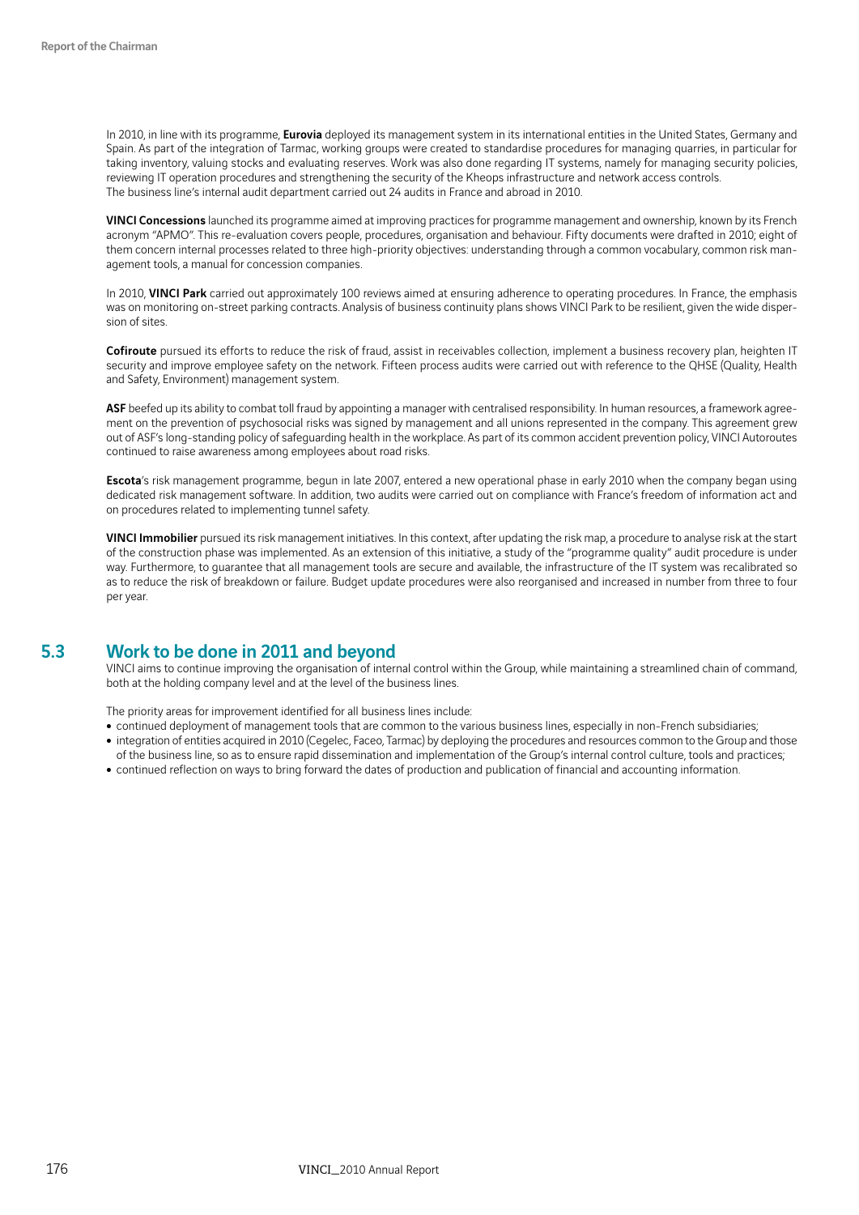In 2010, in line with its programme, **Eurovia** deployed its management system in its international entities in the United States, Germany and Spain. As part of the integration of Tarmac, working groups were created to standardise procedures for managing quarries, in particular for taking inventory, valuing stocks and evaluating reserves. Work was also done regarding IT systems, namely for managing security policies, reviewing IT operation procedures and strengthening the security of the Kheops infrastructure and network access controls.
The business line's internal audit department carried out 24 audits in France and abroad in 2010.

**VINCI Concessions** launched its programme aimed at improving practices for programme management and ownership, known by its French acronym "APMO". This re-evaluation covers people, procedures, organisation and behaviour. Fifty documents were drafted in 2010; eight of them concern internal processes related to three high-priority objectives: understanding through a common vocabulary, common risk management tools, a manual for concession companies.

In 2010, **VINCI Park** carried out approximately 100 reviews aimed at ensuring adherence to operating procedures. In France, the emphasis was on monitoring on-street parking contracts. Analysis of business continuity plans shows VINCI Park to be resilient, given the wide dispersion of sites.

**Cofiroute** pursued its efforts to reduce the risk of fraud, assist in receivables collection, implement a business recovery plan, heighten IT security and improve employee safety on the network. Fifteen process audits were carried out with reference to the QHSE (Quality, Health and Safety, Environment) management system.

**ASF** beefed up its ability to combat toll fraud by appointing a manager with centralised responsibility. In human resources, a framework agreement on the prevention of psychosocial risks was signed by management and all unions represented in the company. This agreement grew out of ASF's long-standing policy of safeguarding health in the workplace. As part of its common accident prevention policy, VINCI Autoroutes continued to raise awareness among employees about road risks.

**Escota**'s risk management programme, begun in late 2007, entered a new operational phase in early 2010 when the company began using dedicated risk management software. In addition, two audits were carried out on compliance with France's freedom of information act and on procedures related to implementing tunnel safety.

**VINCI Immobilier** pursued its risk management initiatives. In this context, after updating the risk map, a procedure to analyse risk at the start of the construction phase was implemented. As an extension of this initiative, a study of the "programme quality" audit procedure is under way. Furthermore, to guarantee that all management tools are secure and available, the infrastructure of the IT system was recalibrated so as to reduce the risk of breakdown or failure. Budget update procedures were also reorganised and increased in number from three to four per year.

## 5.3 Work to be done in 2011 and beyond

VINCI aims to continue improving the organisation of internal control within the Group, while maintaining a streamlined chain of command, both at the holding company level and at the level of the business lines.

The priority areas for improvement identified for all business lines include:

- continued deployment of management tools that are common to the various business lines, especially in non-French subsidiaries;
- integration of entities acquired in 2010 (Cegelec, Faceo, Tarmac) by deploying the procedures and resources common to the Group and those of the business line, so as to ensure rapid dissemination and implementation of the Group's internal control culture, tools and practices;
- continued reflection on ways to bring forward the dates of production and publication of financial and accounting information.